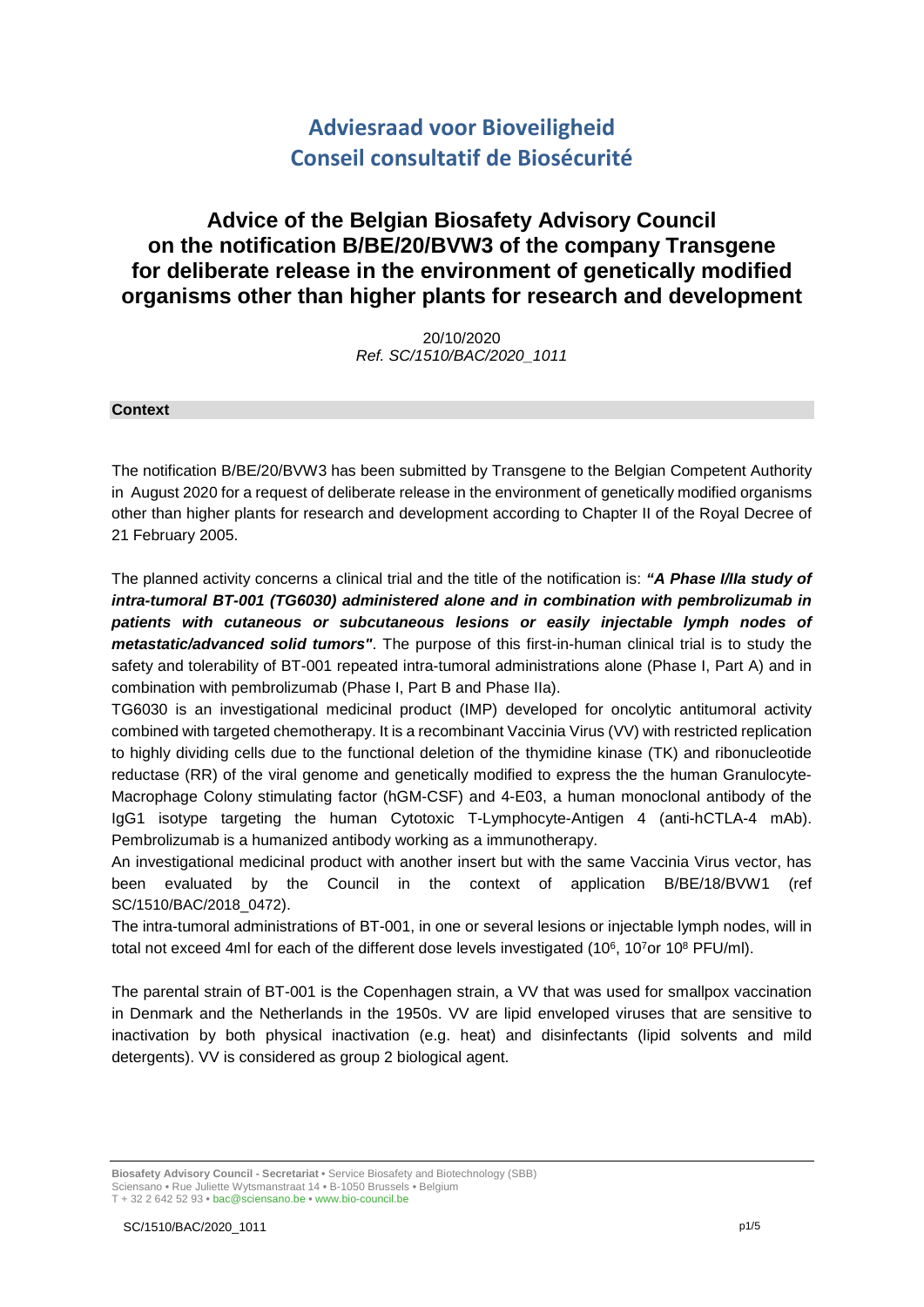# Adviesraad voor Bioveiligheid
# Conseil consultatif de Biosécurité

## Advice of the Belgian Biosafety Advisory Council on the notification B/BE/20/BVW3 of the company Transgene for deliberate release in the environment of genetically modified organisms other than higher plants for research and development

20/10/2020
*Ref. SC/1510/BAC/2020_1011*

### Context

The notification B/BE/20/BVW3 has been submitted by Transgene to the Belgian Competent Authority in August 2020 for a request of deliberate release in the environment of genetically modified organisms other than higher plants for research and development according to Chapter II of the Royal Decree of 21 February 2005.

The planned activity concerns a clinical trial and the title of the notification is: ***"A Phase I/IIa study of intra-tumoral BT-001 (TG6030) administered alone and in combination with pembrolizumab in patients with cutaneous or subcutaneous lesions or easily injectable lymph nodes of metastatic/advanced solid tumors"***. The purpose of this first-in-human clinical trial is to study the safety and tolerability of BT-001 repeated intra-tumoral administrations alone (Phase I, Part A) and in combination with pembrolizumab (Phase I, Part B and Phase IIa).

TG6030 is an investigational medicinal product (IMP) developed for oncolytic antitumoral activity combined with targeted chemotherapy. It is a recombinant Vaccinia Virus (VV) with restricted replication to highly dividing cells due to the functional deletion of the thymidine kinase (TK) and ribonucleotide reductase (RR) of the viral genome and genetically modified to express the the human Granulocyte-Macrophage Colony stimulating factor (hGM-CSF) and 4-E03, a human monoclonal antibody of the IgG1 isotype targeting the human Cytotoxic T-Lymphocyte-Antigen 4 (anti-hCTLA-4 mAb). Pembrolizumab is a humanized antibody working as a immunotherapy.

An investigational medicinal product with another insert but with the same Vaccinia Virus vector, has been evaluated by the Council in the context of application B/BE/18/BVW1 (ref SC/1510/BAC/2018_0472).

The intra-tumoral administrations of BT-001, in one or several lesions or injectable lymph nodes, will in total not exceed 4ml for each of the different dose levels investigated ($10^6$, $10^7$or $10^8$ PFU/ml).

The parental strain of BT-001 is the Copenhagen strain, a VV that was used for smallpox vaccination in Denmark and the Netherlands in the 1950s. VV are lipid enveloped viruses that are sensitive to inactivation by both physical inactivation (e.g. heat) and disinfectants (lipid solvents and mild detergents). VV is considered as group 2 biological agent.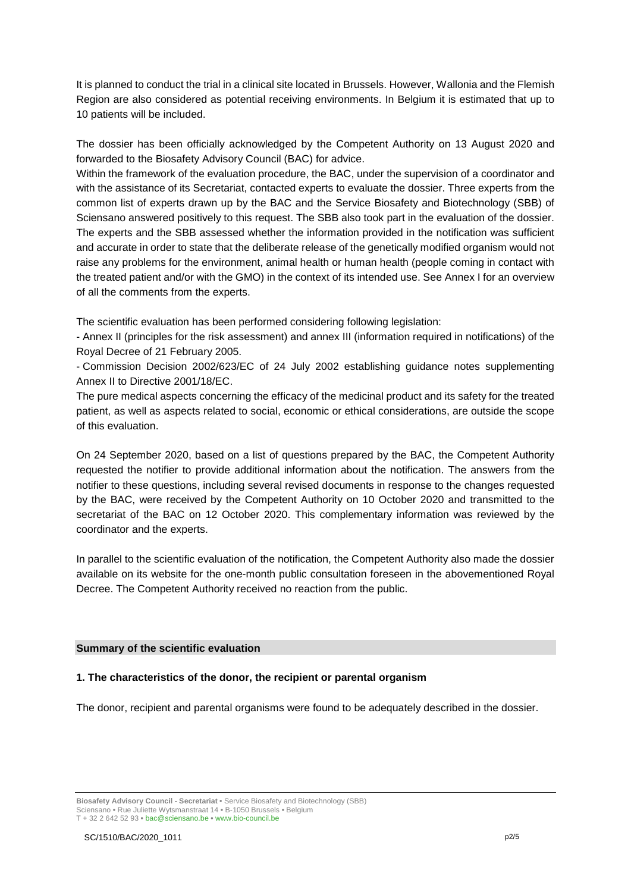It is planned to conduct the trial in a clinical site located in Brussels. However, Wallonia and the Flemish Region are also considered as potential receiving environments. In Belgium it is estimated that up to 10 patients will be included.

The dossier has been officially acknowledged by the Competent Authority on 13 August 2020 and forwarded to the Biosafety Advisory Council (BAC) for advice.

Within the framework of the evaluation procedure, the BAC, under the supervision of a coordinator and with the assistance of its Secretariat, contacted experts to evaluate the dossier. Three experts from the common list of experts drawn up by the BAC and the Service Biosafety and Biotechnology (SBB) of Sciensano answered positively to this request. The SBB also took part in the evaluation of the dossier. The experts and the SBB assessed whether the information provided in the notification was sufficient and accurate in order to state that the deliberate release of the genetically modified organism would not raise any problems for the environment, animal health or human health (people coming in contact with the treated patient and/or with the GMO) in the context of its intended use. See Annex I for an overview of all the comments from the experts.

The scientific evaluation has been performed considering following legislation:

- Annex II (principles for the risk assessment) and annex III (information required in notifications) of the Royal Decree of 21 February 2005.
- Commission Decision 2002/623/EC of 24 July 2002 establishing guidance notes supplementing Annex II to Directive 2001/18/EC.

The pure medical aspects concerning the efficacy of the medicinal product and its safety for the treated patient, as well as aspects related to social, economic or ethical considerations, are outside the scope of this evaluation.

On 24 September 2020, based on a list of questions prepared by the BAC, the Competent Authority requested the notifier to provide additional information about the notification. The answers from the notifier to these questions, including several revised documents in response to the changes requested by the BAC, were received by the Competent Authority on 10 October 2020 and transmitted to the secretariat of the BAC on 12 October 2020. This complementary information was reviewed by the coordinator and the experts.

In parallel to the scientific evaluation of the notification, the Competent Authority also made the dossier available on its website for the one-month public consultation foreseen in the abovementioned Royal Decree. The Competent Authority received no reaction from the public.

## Summary of the scientific evaluation

### 1. The characteristics of the donor, the recipient or parental organism

The donor, recipient and parental organisms were found to be adequately described in the dossier.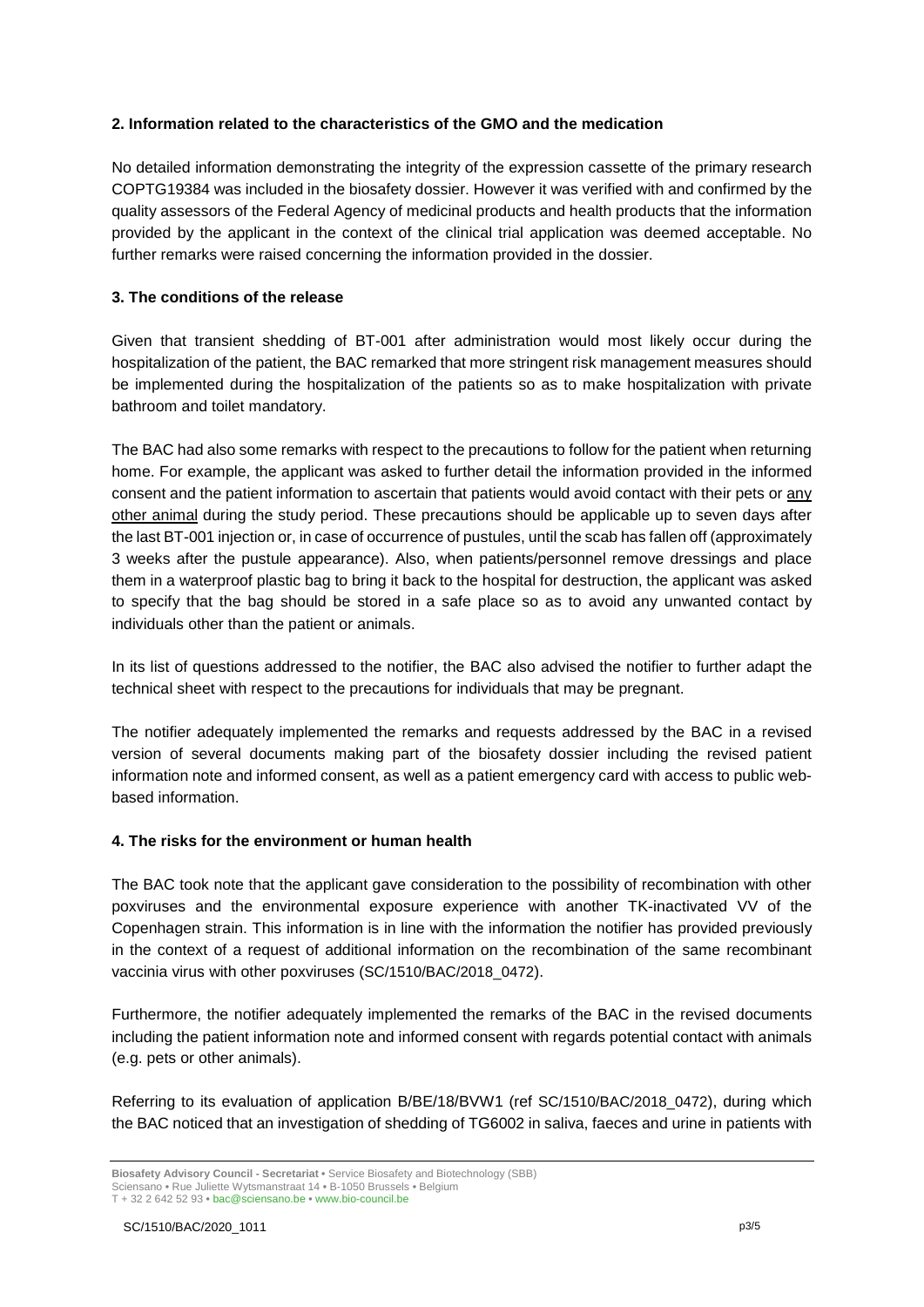## 2. Information related to the characteristics of the GMO and the medication

No detailed information demonstrating the integrity of the expression cassette of the primary research COPTG19384 was included in the biosafety dossier. However it was verified with and confirmed by the quality assessors of the Federal Agency of medicinal products and health products that the information provided by the applicant in the context of the clinical trial application was deemed acceptable. No further remarks were raised concerning the information provided in the dossier.

## 3. The conditions of the release

Given that transient shedding of BT-001 after administration would most likely occur during the hospitalization of the patient, the BAC remarked that more stringent risk management measures should be implemented during the hospitalization of the patients so as to make hospitalization with private bathroom and toilet mandatory.

The BAC had also some remarks with respect to the precautions to follow for the patient when returning home. For example, the applicant was asked to further detail the information provided in the informed consent and the patient information to ascertain that patients would avoid contact with their pets or <u>any other animal</u> during the study period. These precautions should be applicable up to seven days after the last BT-001 injection or, in case of occurrence of pustules, until the scab has fallen off (approximately 3 weeks after the pustule appearance). Also, when patients/personnel remove dressings and place them in a waterproof plastic bag to bring it back to the hospital for destruction, the applicant was asked to specify that the bag should be stored in a safe place so as to avoid any unwanted contact by individuals other than the patient or animals.

In its list of questions addressed to the notifier, the BAC also advised the notifier to further adapt the technical sheet with respect to the precautions for individuals that may be pregnant.

The notifier adequately implemented the remarks and requests addressed by the BAC in a revised version of several documents making part of the biosafety dossier including the revised patient information note and informed consent, as well as a patient emergency card with access to public web-based information.

## 4. The risks for the environment or human health

The BAC took note that the applicant gave consideration to the possibility of recombination with other poxviruses and the environmental exposure experience with another TK-inactivated VV of the Copenhagen strain. This information is in line with the information the notifier has provided previously in the context of a request of additional information on the recombination of the same recombinant vaccinia virus with other poxviruses (SC/1510/BAC/2018_0472).

Furthermore, the notifier adequately implemented the remarks of the BAC in the revised documents including the patient information note and informed consent with regards potential contact with animals (e.g. pets or other animals).

Referring to its evaluation of application B/BE/18/BVW1 (ref SC/1510/BAC/2018_0472), during which the BAC noticed that an investigation of shedding of TG6002 in saliva, faeces and urine in patients with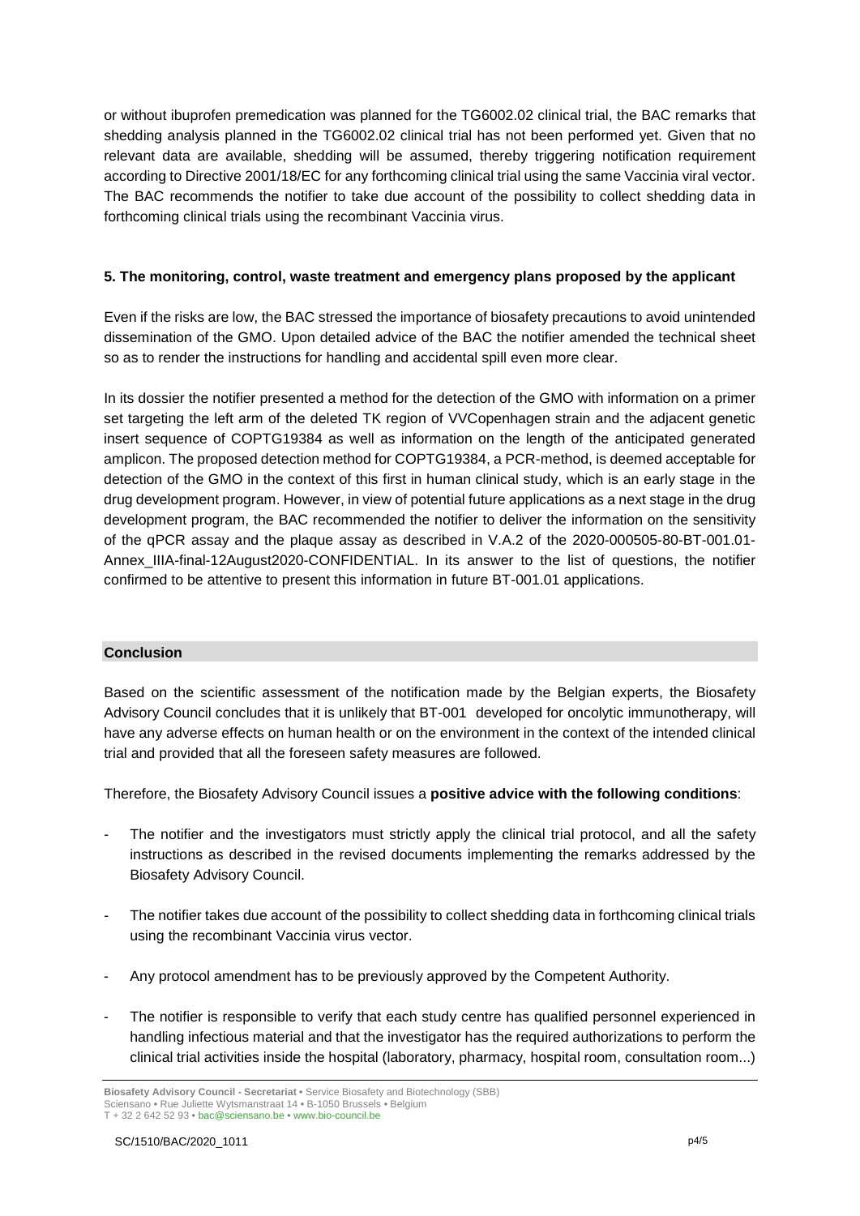or without ibuprofen premedication was planned for the TG6002.02 clinical trial, the BAC remarks that shedding analysis planned in the TG6002.02 clinical trial has not been performed yet. Given that no relevant data are available, shedding will be assumed, thereby triggering notification requirement according to Directive 2001/18/EC for any forthcoming clinical trial using the same Vaccinia viral vector. The BAC recommends the notifier to take due account of the possibility to collect shedding data in forthcoming clinical trials using the recombinant Vaccinia virus.

### 5. The monitoring, control, waste treatment and emergency plans proposed by the applicant

Even if the risks are low, the BAC stressed the importance of biosafety precautions to avoid unintended dissemination of the GMO. Upon detailed advice of the BAC the notifier amended the technical sheet so as to render the instructions for handling and accidental spill even more clear.

In its dossier the notifier presented a method for the detection of the GMO with information on a primer set targeting the left arm of the deleted TK region of VVCopenhagen strain and the adjacent genetic insert sequence of COPTG19384 as well as information on the length of the anticipated generated amplicon. The proposed detection method for COPTG19384, a PCR-method, is deemed acceptable for detection of the GMO in the context of this first in human clinical study, which is an early stage in the drug development program. However, in view of potential future applications as a next stage in the drug development program, the BAC recommended the notifier to deliver the information on the sensitivity of the qPCR assay and the plaque assay as described in V.A.2 of the 2020-000505-80-BT-001.01-Annex_IIIA-final-12August2020-CONFIDENTIAL. In its answer to the list of questions, the notifier confirmed to be attentive to present this information in future BT-001.01 applications.

## Conclusion

Based on the scientific assessment of the notification made by the Belgian experts, the Biosafety Advisory Council concludes that it is unlikely that BT-001 developed for oncolytic immunotherapy, will have any adverse effects on human health or on the environment in the context of the intended clinical trial and provided that all the foreseen safety measures are followed.

Therefore, the Biosafety Advisory Council issues a **positive advice with the following conditions**:

- The notifier and the investigators must strictly apply the clinical trial protocol, and all the safety instructions as described in the revised documents implementing the remarks addressed by the Biosafety Advisory Council.
- The notifier takes due account of the possibility to collect shedding data in forthcoming clinical trials using the recombinant Vaccinia virus vector.
- Any protocol amendment has to be previously approved by the Competent Authority.
- The notifier is responsible to verify that each study centre has qualified personnel experienced in handling infectious material and that the investigator has the required authorizations to perform the clinical trial activities inside the hospital (laboratory, pharmacy, hospital room, consultation room...)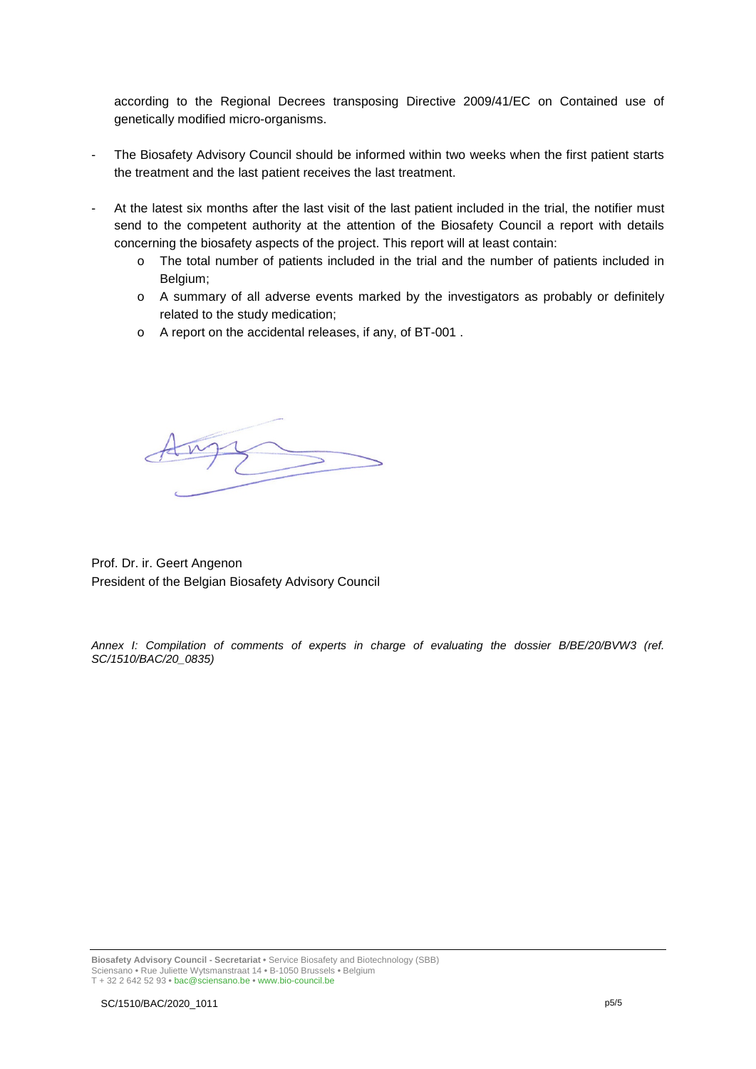according to the Regional Decrees transposing Directive 2009/41/EC on Contained use of genetically modified micro-organisms.

- The Biosafety Advisory Council should be informed within two weeks when the first patient starts the treatment and the last patient receives the last treatment.

- At the latest six months after the last visit of the last patient included in the trial, the notifier must send to the competent authority at the attention of the Biosafety Council a report with details concerning the biosafety aspects of the project. This report will at least contain:
    - The total number of patients included in the trial and the number of patients included in Belgium;
    - A summary of all adverse events marked by the investigators as probably or definitely related to the study medication;
    - A report on the accidental releases, if any, of BT-001 .

Prof. Dr. ir. Geert Angenon
President of the Belgian Biosafety Advisory Council

*Annex I: Compilation of comments of experts in charge of evaluating the dossier B/BE/20/BVW3 (ref. SC/1510/BAC/20_0835)*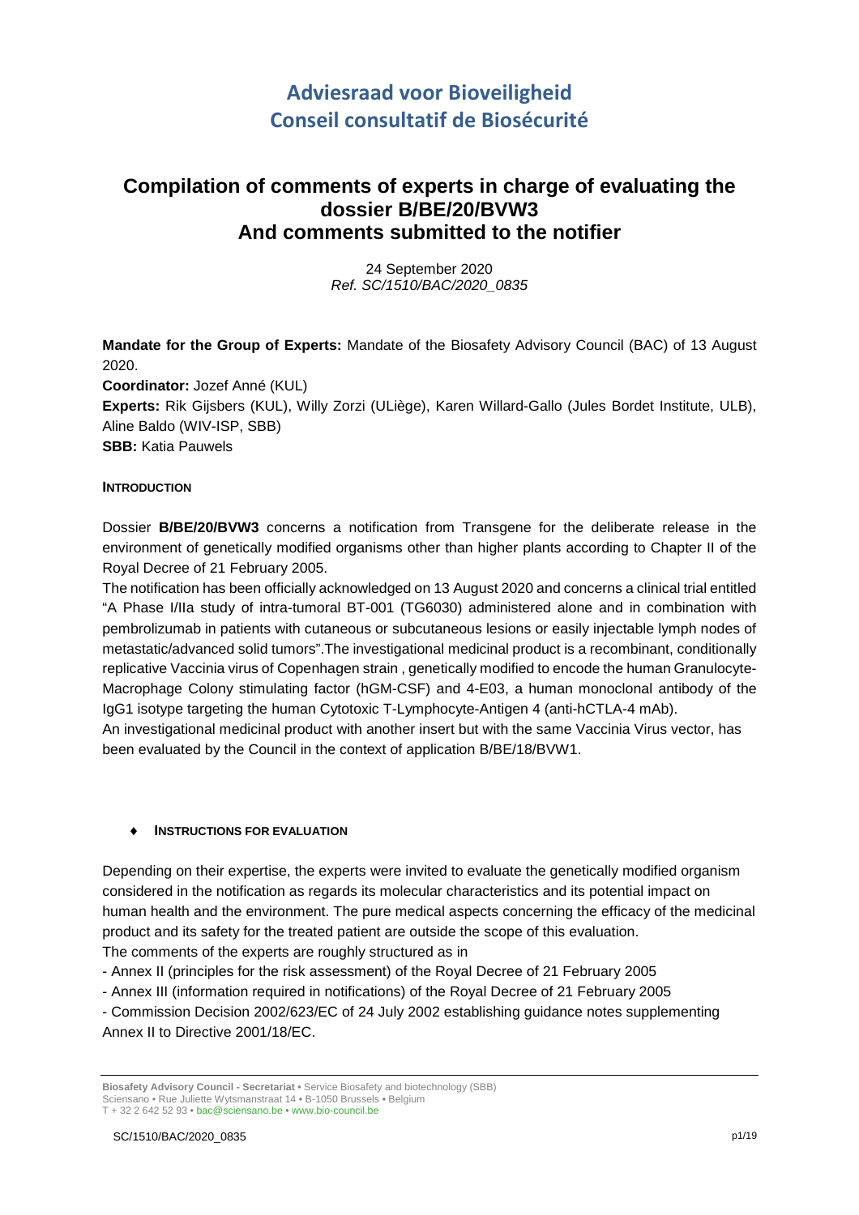# Adviesraad voor Bioveiligheid
# Conseil consultatif de Biosécurité

## Compilation of comments of experts in charge of evaluating the dossier B/BE/20/BVW3 And comments submitted to the notifier

24 September 2020
*Ref. SC/1510/BAC/2020_0835*

**Mandate for the Group of Experts:** Mandate of the Biosafety Advisory Council (BAC) of 13 August 2020.
**Coordinator:** Jozef Anné (KUL)
**Experts:** Rik Gijsbers (KUL), Willy Zorzi (ULiège), Karen Willard-Gallo (Jules Bordet Institute, ULB), Aline Baldo (WIV-ISP, SBB)
**SBB:** Katia Pauwels

**INTRODUCTION**

Dossier **B/BE/20/BVW3** concerns a notification from Transgene for the deliberate release in the environment of genetically modified organisms other than higher plants according to Chapter II of the Royal Decree of 21 February 2005.
The notification has been officially acknowledged on 13 August 2020 and concerns a clinical trial entitled "A Phase I/IIa study of intra-tumoral BT-001 (TG6030) administered alone and in combination with pembrolizumab in patients with cutaneous or subcutaneous lesions or easily injectable lymph nodes of metastatic/advanced solid tumors".The investigational medicinal product is a recombinant, conditionally replicative Vaccinia virus of Copenhagen strain , genetically modified to encode the human Granulocyte-Macrophage Colony stimulating factor (hGM-CSF) and 4-E03, a human monoclonal antibody of the IgG1 isotype targeting the human Cytotoxic T-Lymphocyte-Antigen 4 (anti-hCTLA-4 mAb).
An investigational medicinal product with another insert but with the same Vaccinia Virus vector, has been evaluated by the Council in the context of application B/BE/18/BVW1.

♦ **INSTRUCTIONS FOR EVALUATION**

Depending on their expertise, the experts were invited to evaluate the genetically modified organism considered in the notification as regards its molecular characteristics and its potential impact on human health and the environment. The pure medical aspects concerning the efficacy of the medicinal product and its safety for the treated patient are outside the scope of this evaluation.
The comments of the experts are roughly structured as in

- Annex II (principles for the risk assessment) of the Royal Decree of 21 February 2005
- Annex III (information required in notifications) of the Royal Decree of 21 February 2005
- Commission Decision 2002/623/EC of 24 July 2002 establishing guidance notes supplementing Annex II to Directive 2001/18/EC.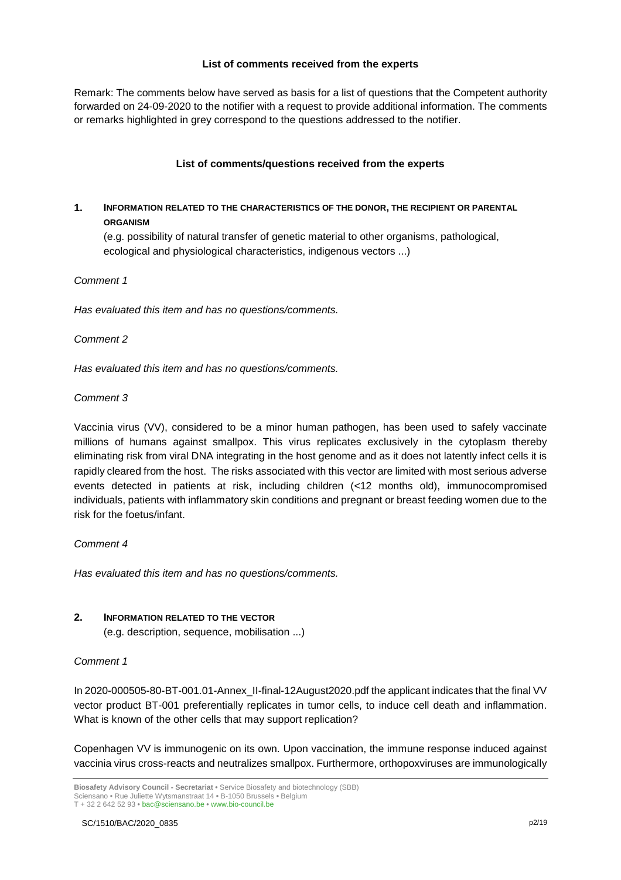## List of comments received from the experts

Remark: The comments below have served as basis for a list of questions that the Competent authority forwarded on 24-09-2020 to the notifier with a request to provide additional information. The comments or remarks highlighted in grey correspond to the questions addressed to the notifier.

## List of comments/questions received from the experts

### 1. INFORMATION RELATED TO THE CHARACTERISTICS OF THE DONOR, THE RECIPIENT OR PARENTAL ORGANISM

(e.g. possibility of natural transfer of genetic material to other organisms, pathological, ecological and physiological characteristics, indigenous vectors ...)

*Comment 1*

*Has evaluated this item and has no questions/comments.*

*Comment 2*

*Has evaluated this item and has no questions/comments.*

*Comment 3*

Vaccinia virus (VV), considered to be a minor human pathogen, has been used to safely vaccinate millions of humans against smallpox. This virus replicates exclusively in the cytoplasm thereby eliminating risk from viral DNA integrating in the host genome and as it does not latently infect cells it is rapidly cleared from the host. The risks associated with this vector are limited with most serious adverse events detected in patients at risk, including children (<12 months old), immunocompromised individuals, patients with inflammatory skin conditions and pregnant or breast feeding women due to the risk for the foetus/infant.

*Comment 4*

*Has evaluated this item and has no questions/comments.*

### 2. INFORMATION RELATED TO THE VECTOR

(e.g. description, sequence, mobilisation ...)

*Comment 1*

In 2020-000505-80-BT-001.01-Annex_II-final-12August2020.pdf the applicant indicates that the final VV vector product BT-001 preferentially replicates in tumor cells, to induce cell death and inflammation. What is known of the other cells that may support replication?

Copenhagen VV is immunogenic on its own. Upon vaccination, the immune response induced against vaccinia virus cross-reacts and neutralizes smallpox. Furthermore, orthopoxviruses are immunologically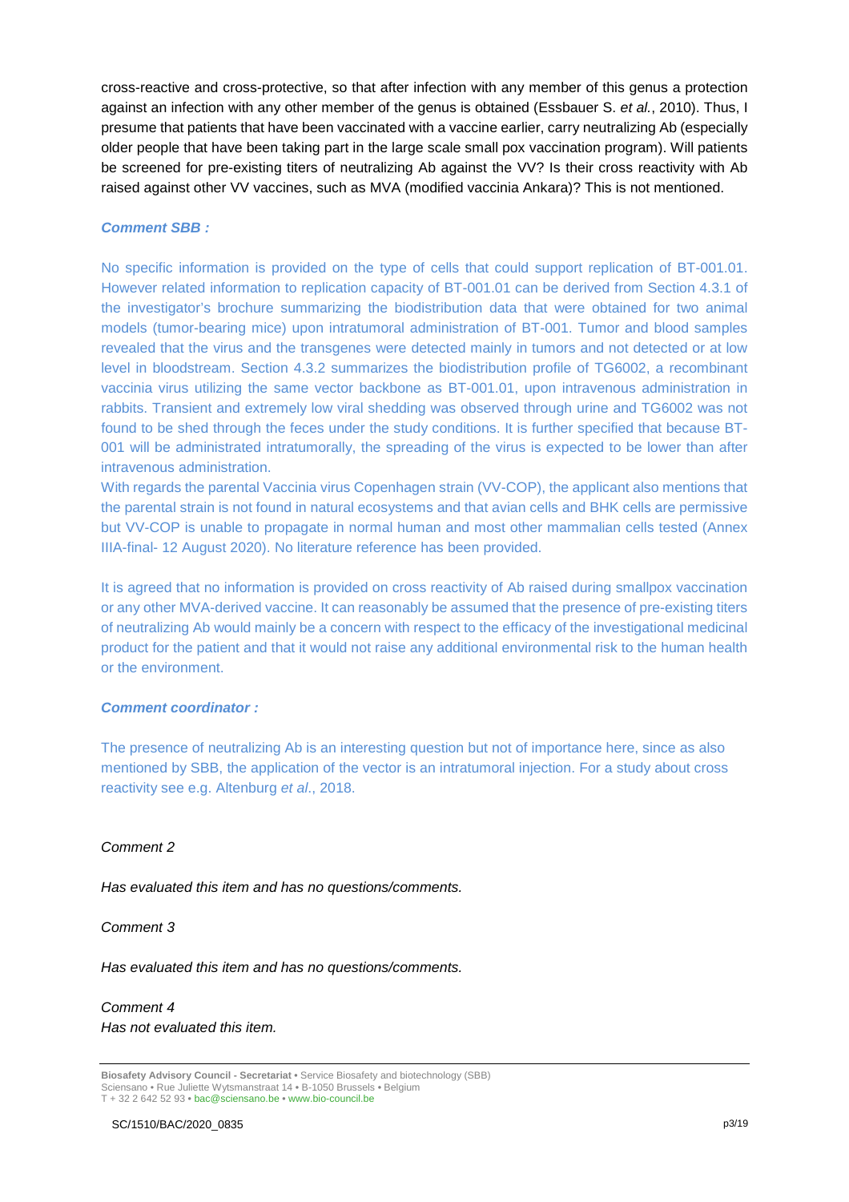cross-reactive and cross-protective, so that after infection with any member of this genus a protection against an infection with any other member of the genus is obtained (Essbauer S. *et al.*, 2010). Thus, I presume that patients that have been vaccinated with a vaccine earlier, carry neutralizing Ab (especially older people that have been taking part in the large scale small pox vaccination program). Will patients be screened for pre-existing titers of neutralizing Ab against the VV? Is their cross reactivity with Ab raised against other VV vaccines, such as MVA (modified vaccinia Ankara)? This is not mentioned.

***Comment SBB :***

No specific information is provided on the type of cells that could support replication of BT-001.01. However related information to replication capacity of BT-001.01 can be derived from Section 4.3.1 of the investigator's brochure summarizing the biodistribution data that were obtained for two animal models (tumor-bearing mice) upon intratumoral administration of BT-001. Tumor and blood samples revealed that the virus and the transgenes were detected mainly in tumors and not detected or at low level in bloodstream. Section 4.3.2 summarizes the biodistribution profile of TG6002, a recombinant vaccinia virus utilizing the same vector backbone as BT-001.01, upon intravenous administration in rabbits. Transient and extremely low viral shedding was observed through urine and TG6002 was not found to be shed through the feces under the study conditions. It is further specified that because BT-001 will be administrated intratumorally, the spreading of the virus is expected to be lower than after intravenous administration.
With regards the parental Vaccinia virus Copenhagen strain (VV-COP), the applicant also mentions that the parental strain is not found in natural ecosystems and that avian cells and BHK cells are permissive but VV-COP is unable to propagate in normal human and most other mammalian cells tested (Annex IIIA-final- 12 August 2020). No literature reference has been provided.

It is agreed that no information is provided on cross reactivity of Ab raised during smallpox vaccination or any other MVA-derived vaccine. It can reasonably be assumed that the presence of pre-existing titers of neutralizing Ab would mainly be a concern with respect to the efficacy of the investigational medicinal product for the patient and that it would not raise any additional environmental risk to the human health or the environment.

***Comment coordinator :***

The presence of neutralizing Ab is an interesting question but not of importance here, since as also mentioned by SBB, the application of the vector is an intratumoral injection. For a study about cross reactivity see e.g. Altenburg *et al.*, 2018.

*Comment 2*

*Has evaluated this item and has no questions/comments.*

*Comment 3*

*Has evaluated this item and has no questions/comments.*

*Comment 4*
*Has not evaluated this item.*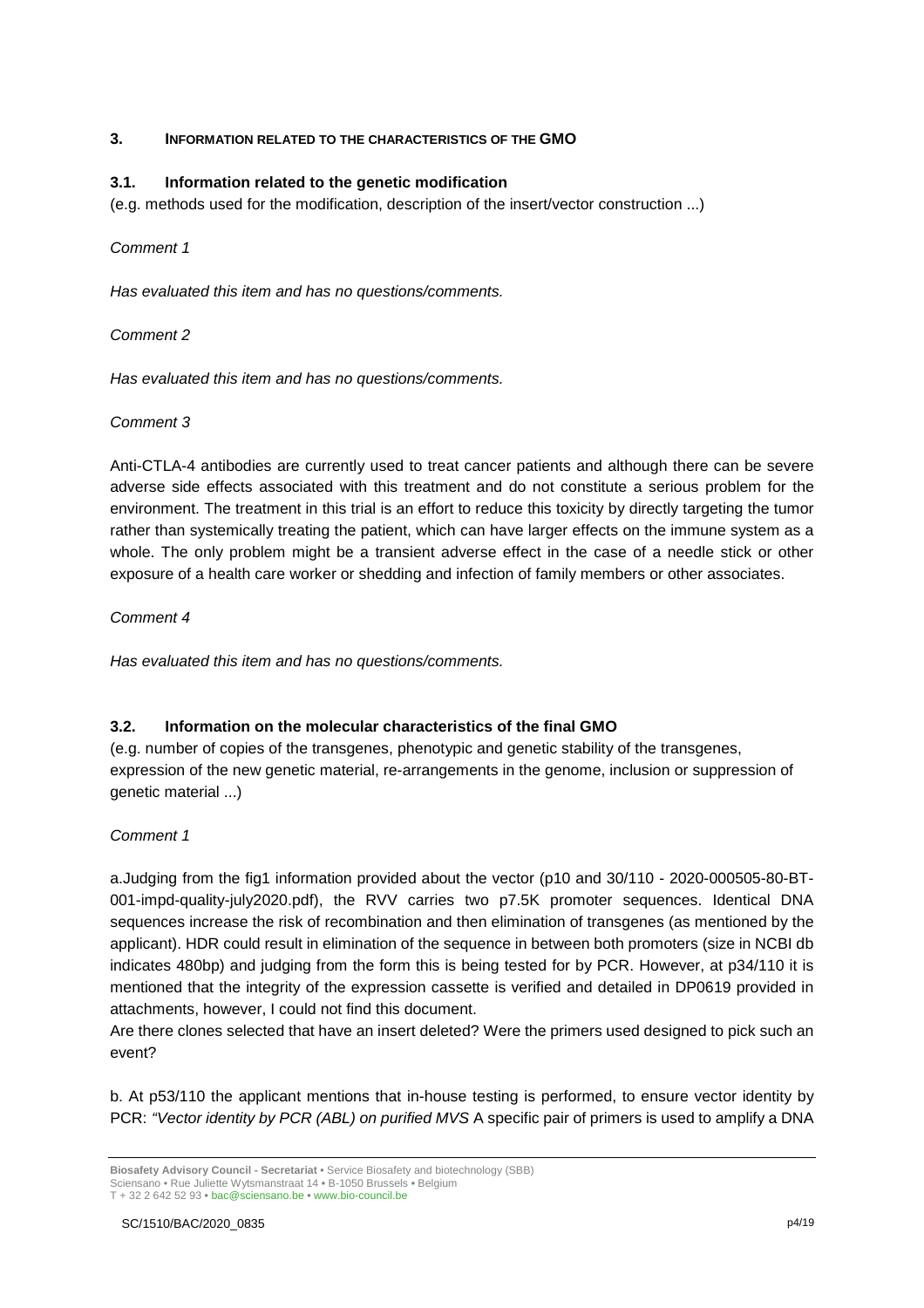## 3. INFORMATION RELATED TO THE CHARACTERISTICS OF THE GMO

### 3.1. Information related to the genetic modification

(e.g. methods used for the modification, description of the insert/vector construction ...)

*Comment 1*

*Has evaluated this item and has no questions/comments.*

*Comment 2*

*Has evaluated this item and has no questions/comments.*

*Comment 3*

Anti-CTLA-4 antibodies are currently used to treat cancer patients and although there can be severe adverse side effects associated with this treatment and do not constitute a serious problem for the environment. The treatment in this trial is an effort to reduce this toxicity by directly targeting the tumor rather than systemically treating the patient, which can have larger effects on the immune system as a whole. The only problem might be a transient adverse effect in the case of a needle stick or other exposure of a health care worker or shedding and infection of family members or other associates.

*Comment 4*

*Has evaluated this item and has no questions/comments.*

### 3.2. Information on the molecular characteristics of the final GMO

(e.g. number of copies of the transgenes, phenotypic and genetic stability of the transgenes, expression of the new genetic material, re-arrangements in the genome, inclusion or suppression of genetic material ...)

*Comment 1*

a. Judging from the fig1 information provided about the vector (p10 and 30/110 - 2020-000505-80-BT-001-impd-quality-july2020.pdf), the RVV carries two p7.5K promoter sequences. Identical DNA sequences increase the risk of recombination and then elimination of transgenes (as mentioned by the applicant). HDR could result in elimination of the sequence in between both promoters (size in NCBI db indicates 480bp) and judging from the form this is being tested for by PCR. However, at p34/110 it is mentioned that the integrity of the expression cassette is verified and detailed in DP0619 provided in attachments, however, I could not find this document.

Are there clones selected that have an insert deleted? Were the primers used designed to pick such an event?

b. At p53/110 the applicant mentions that in-house testing is performed, to ensure vector identity by PCR: *"Vector identity by PCR (ABL) on purified MVS* A specific pair of primers is used to amplify a DNA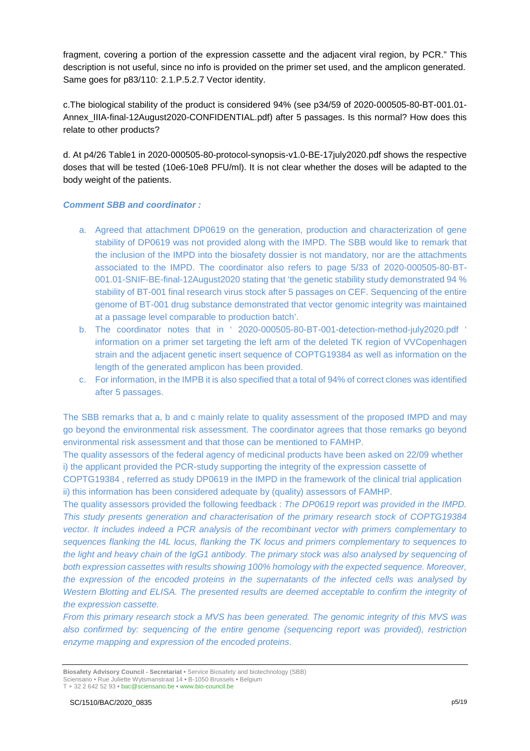fragment, covering a portion of the expression cassette and the adjacent viral region, by PCR." This description is not useful, since no info is provided on the primer set used, and the amplicon generated. Same goes for p83/110: 2.1.P.5.2.7 Vector identity.

c.The biological stability of the product is considered 94% (see p34/59 of 2020-000505-80-BT-001.01-Annex_IIIA-final-12August2020-CONFIDENTIAL.pdf) after 5 passages. Is this normal? How does this relate to other products?

d. At p4/26 Table1 in 2020-000505-80-protocol-synopsis-v1.0-BE-17july2020.pdf shows the respective doses that will be tested (10e6-10e8 PFU/ml). It is not clear whether the doses will be adapted to the body weight of the patients.

***Comment SBB and coordinator :***

a. Agreed that attachment DP0619 on the generation, production and characterization of gene stability of DP0619 was not provided along with the IMPD. The SBB would like to remark that the inclusion of the IMPD into the biosafety dossier is not mandatory, nor are the attachments associated to the IMPD. The coordinator also refers to page 5/33 of 2020-000505-80-BT-001.01-SNIF-BE-final-12August2020 stating that 'the genetic stability study demonstrated 94 % stability of BT-001 final research virus stock after 5 passages on CEF. Sequencing of the entire genome of BT-001 drug substance demonstrated that vector genomic integrity was maintained at a passage level comparable to production batch'.
b. The coordinator notes that in ' 2020-000505-80-BT-001-detection-method-july2020.pdf ' information on a primer set targeting the left arm of the deleted TK region of VVCopenhagen strain and the adjacent genetic insert sequence of COPTG19384 as well as information on the length of the generated amplicon has been provided.
c. For information, in the IMPB it is also specified that a total of 94% of correct clones was identified after 5 passages.

The SBB remarks that a, b and c mainly relate to quality assessment of the proposed IMPD and may go beyond the environmental risk assessment. The coordinator agrees that those remarks go beyond environmental risk assessment and that those can be mentioned to FAMHP.

The quality assessors of the federal agency of medicinal products have been asked on 22/09 whether i) the applicant provided the PCR-study supporting the integrity of the expression cassette of COPTG19384 , referred as study DP0619 in the IMPD in the framework of the clinical trial application ii) this information has been considered adequate by (quality) assessors of FAMHP.

The quality assessors provided the following feedback : *The DP0619 report was provided in the IMPD. This study presents generation and characterisation of the primary research stock of COPTG19384 vector. It includes indeed a PCR analysis of the recombinant vector with primers complementary to sequences flanking the I4L locus, flanking the TK locus and primers complementary to sequences to the light and heavy chain of the IgG1 antibody. The primary stock was also analysed by sequencing of both expression cassettes with results showing 100% homology with the expected sequence. Moreover, the expression of the encoded proteins in the supernatants of the infected cells was analysed by Western Blotting and ELISA. The presented results are deemed acceptable to confirm the integrity of the expression cassette.*

*From this primary research stock a MVS has been generated. The genomic integrity of this MVS was also confirmed by: sequencing of the entire genome (sequencing report was provided), restriction enzyme mapping and expression of the encoded proteins.*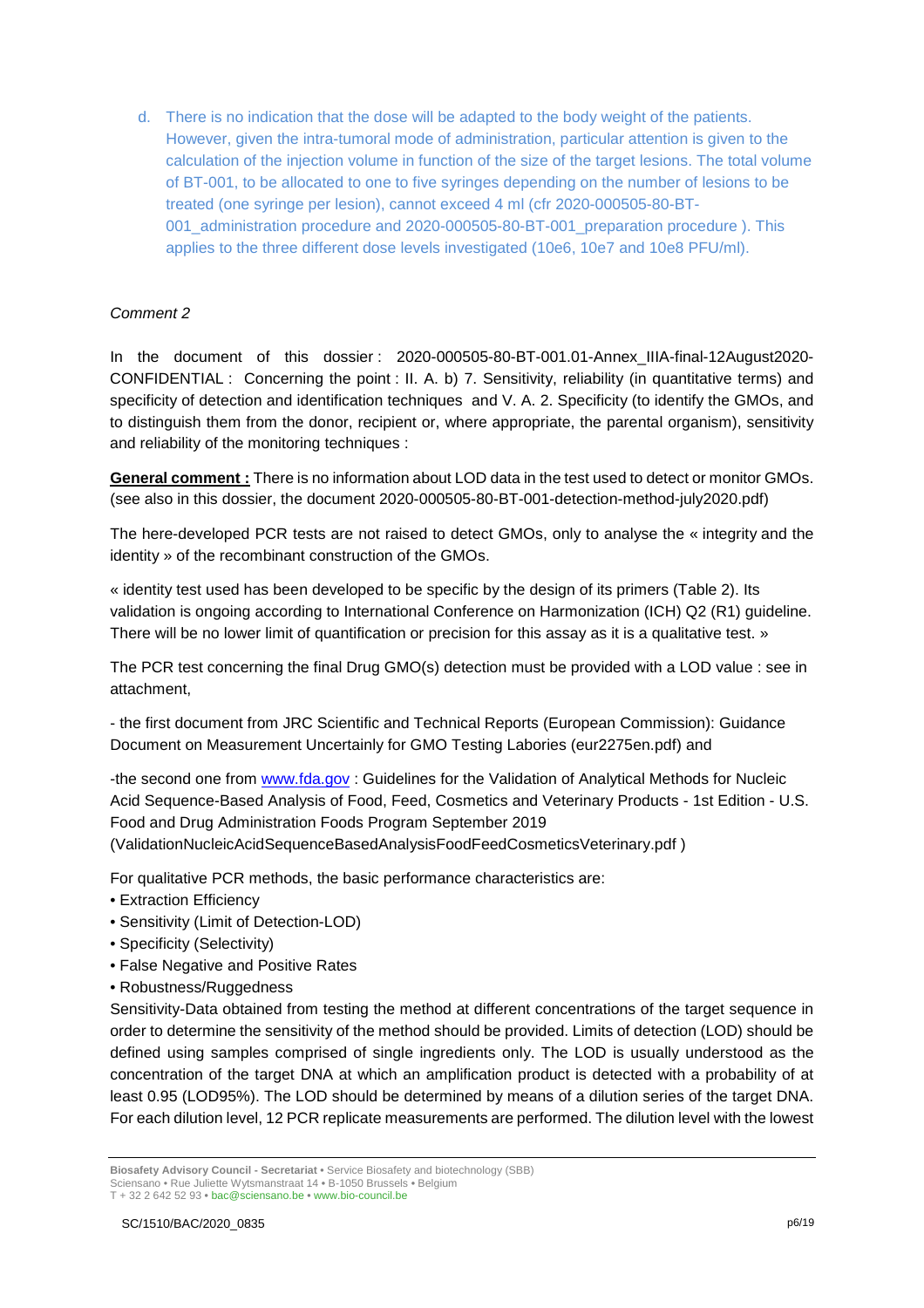d. There is no indication that the dose will be adapted to the body weight of the patients. However, given the intra-tumoral mode of administration, particular attention is given to the calculation of the injection volume in function of the size of the target lesions. The total volume of BT-001, to be allocated to one to five syringes depending on the number of lesions to be treated (one syringe per lesion), cannot exceed 4 ml (cfr 2020-000505-80-BT-001_administration procedure and 2020-000505-80-BT-001_preparation procedure ). This applies to the three different dose levels investigated (10e6, 10e7 and 10e8 PFU/ml).

*Comment 2*

In the document of this dossier : 2020-000505-80-BT-001.01-Annex_IIIA-final-12August2020-CONFIDENTIAL : Concerning the point : II. A. b) 7. Sensitivity, reliability (in quantitative terms) and specificity of detection and identification techniques and V. A. 2. Specificity (to identify the GMOs, and to distinguish them from the donor, recipient or, where appropriate, the parental organism), sensitivity and reliability of the monitoring techniques :

**General comment :** There is no information about LOD data in the test used to detect or monitor GMOs. (see also in this dossier, the document 2020-000505-80-BT-001-detection-method-july2020.pdf)

The here-developed PCR tests are not raised to detect GMOs, only to analyse the « integrity and the identity » of the recombinant construction of the GMOs.

« identity test used has been developed to be specific by the design of its primers (Table 2). Its validation is ongoing according to International Conference on Harmonization (ICH) Q2 (R1) guideline. There will be no lower limit of quantification or precision for this assay as it is a qualitative test. »

The PCR test concerning the final Drug GMO(s) detection must be provided with a LOD value : see in attachment,

- the first document from JRC Scientific and Technical Reports (European Commission): Guidance Document on Measurement Uncertainly for GMO Testing Labories (eur2275en.pdf) and

-the second one from www.fda.gov : Guidelines for the Validation of Analytical Methods for Nucleic Acid Sequence-Based Analysis of Food, Feed, Cosmetics and Veterinary Products - 1st Edition - U.S. Food and Drug Administration Foods Program September 2019 (ValidationNucleicAcidSequenceBasedAnalysisFoodFeedCosmeticsVeterinary.pdf )

For qualitative PCR methods, the basic performance characteristics are:

- Extraction Efficiency
- Sensitivity (Limit of Detection-LOD)
- Specificity (Selectivity)
- False Negative and Positive Rates
- Robustness/Ruggedness

Sensitivity-Data obtained from testing the method at different concentrations of the target sequence in order to determine the sensitivity of the method should be provided. Limits of detection (LOD) should be defined using samples comprised of single ingredients only. The LOD is usually understood as the concentration of the target DNA at which an amplification product is detected with a probability of at least 0.95 (LOD95%). The LOD should be determined by means of a dilution series of the target DNA. For each dilution level, 12 PCR replicate measurements are performed. The dilution level with the lowest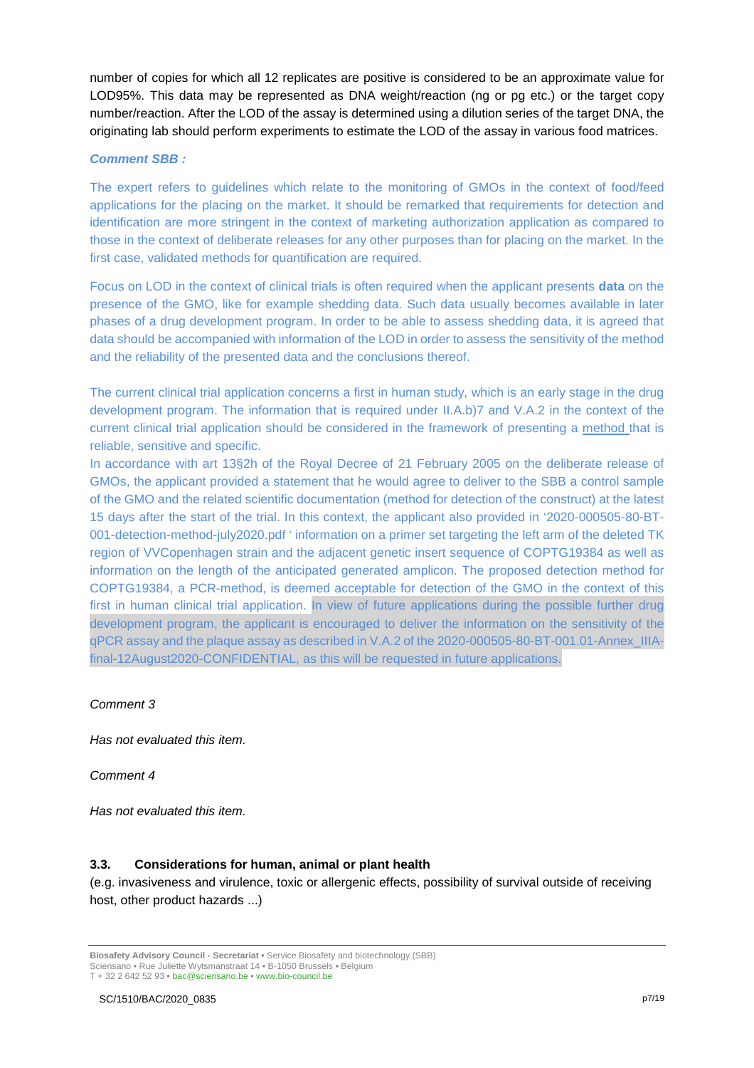number of copies for which all 12 replicates are positive is considered to be an approximate value for LOD95%. This data may be represented as DNA weight/reaction (ng or pg etc.) or the target copy number/reaction. After the LOD of the assay is determined using a dilution series of the target DNA, the originating lab should perform experiments to estimate the LOD of the assay in various food matrices.

***Comment SBB :***

The expert refers to guidelines which relate to the monitoring of GMOs in the context of food/feed applications for the placing on the market. It should be remarked that requirements for detection and identification are more stringent in the context of marketing authorization application as compared to those in the context of deliberate releases for any other purposes than for placing on the market. In the first case, validated methods for quantification are required.

Focus on LOD in the context of clinical trials is often required when the applicant presents **data** on the presence of the GMO, like for example shedding data. Such data usually becomes available in later phases of a drug development program. In order to be able to assess shedding data, it is agreed that data should be accompanied with information of the LOD in order to assess the sensitivity of the method and the reliability of the presented data and the conclusions thereof.

The current clinical trial application concerns a first in human study, which is an early stage in the drug development program. The information that is required under II.A.b)7 and V.A.2 in the context of the current clinical trial application should be considered in the framework of presenting a method that is reliable, sensitive and specific.

In accordance with art 13§2h of the Royal Decree of 21 February 2005 on the deliberate release of GMOs, the applicant provided a statement that he would agree to deliver to the SBB a control sample of the GMO and the related scientific documentation (method for detection of the construct) at the latest 15 days after the start of the trial. In this context, the applicant also provided in '2020-000505-80-BT-001-detection-method-july2020.pdf ' information on a primer set targeting the left arm of the deleted TK region of VVCopenhagen strain and the adjacent genetic insert sequence of COPTG19384 as well as information on the length of the anticipated generated amplicon. The proposed detection method for COPTG19384, a PCR-method, is deemed acceptable for detection of the GMO in the context of this first in human clinical trial application. In view of future applications during the possible further drug development program, the applicant is encouraged to deliver the information on the sensitivity of the qPCR assay and the plaque assay as described in V.A.2 of the 2020-000505-80-BT-001.01-Annex_IIIA-final-12August2020-CONFIDENTIAL, as this will be requested in future applications.

*Comment 3*

*Has not evaluated this item.*

*Comment 4*

*Has not evaluated this item.*

### 3.3. Considerations for human, animal or plant health

(e.g. invasiveness and virulence, toxic or allergenic effects, possibility of survival outside of receiving host, other product hazards ...)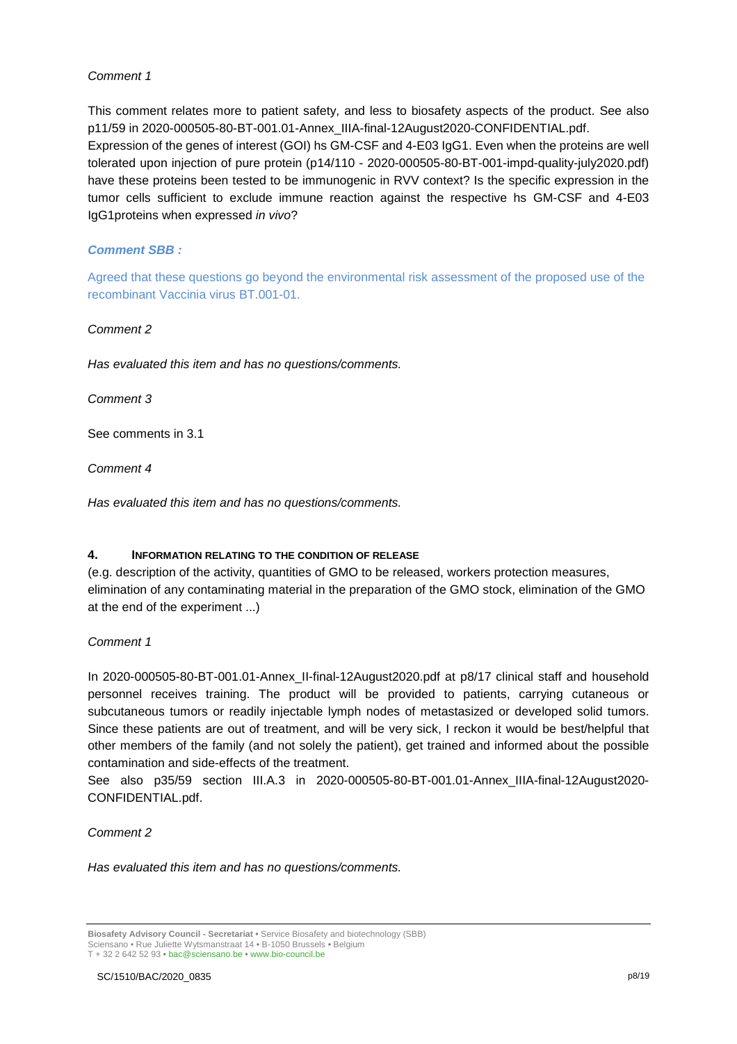*Comment 1*

This comment relates more to patient safety, and less to biosafety aspects of the product. See also p11/59 in 2020-000505-80-BT-001.01-Annex_IIIA-final-12August2020-CONFIDENTIAL.pdf.
Expression of the genes of interest (GOI) hs GM-CSF and 4-E03 IgG1. Even when the proteins are well tolerated upon injection of pure protein (p14/110 - 2020-000505-80-BT-001-impd-quality-july2020.pdf) have these proteins been tested to be immunogenic in RVV context? Is the specific expression in the tumor cells sufficient to exclude immune reaction against the respective hs GM-CSF and 4-E03 IgG1proteins when expressed *in vivo*?

***Comment SBB :***

Agreed that these questions go beyond the environmental risk assessment of the proposed use of the recombinant Vaccinia virus BT.001-01.

*Comment 2*

*Has evaluated this item and has no questions/comments.*

*Comment 3*

See comments in 3.1

*Comment 4*

*Has evaluated this item and has no questions/comments.*

## 4. INFORMATION RELATING TO THE CONDITION OF RELEASE

(e.g. description of the activity, quantities of GMO to be released, workers protection measures, elimination of any contaminating material in the preparation of the GMO stock, elimination of the GMO at the end of the experiment ...)

*Comment 1*

In 2020-000505-80-BT-001.01-Annex_II-final-12August2020.pdf at p8/17 clinical staff and household personnel receives training. The product will be provided to patients, carrying cutaneous or subcutaneous tumors or readily injectable lymph nodes of metastasized or developed solid tumors. Since these patients are out of treatment, and will be very sick, I reckon it would be best/helpful that other members of the family (and not solely the patient), get trained and informed about the possible contamination and side-effects of the treatment.
See also p35/59 section III.A.3 in 2020-000505-80-BT-001.01-Annex_IIIA-final-12August2020-CONFIDENTIAL.pdf.

*Comment 2*

*Has evaluated this item and has no questions/comments.*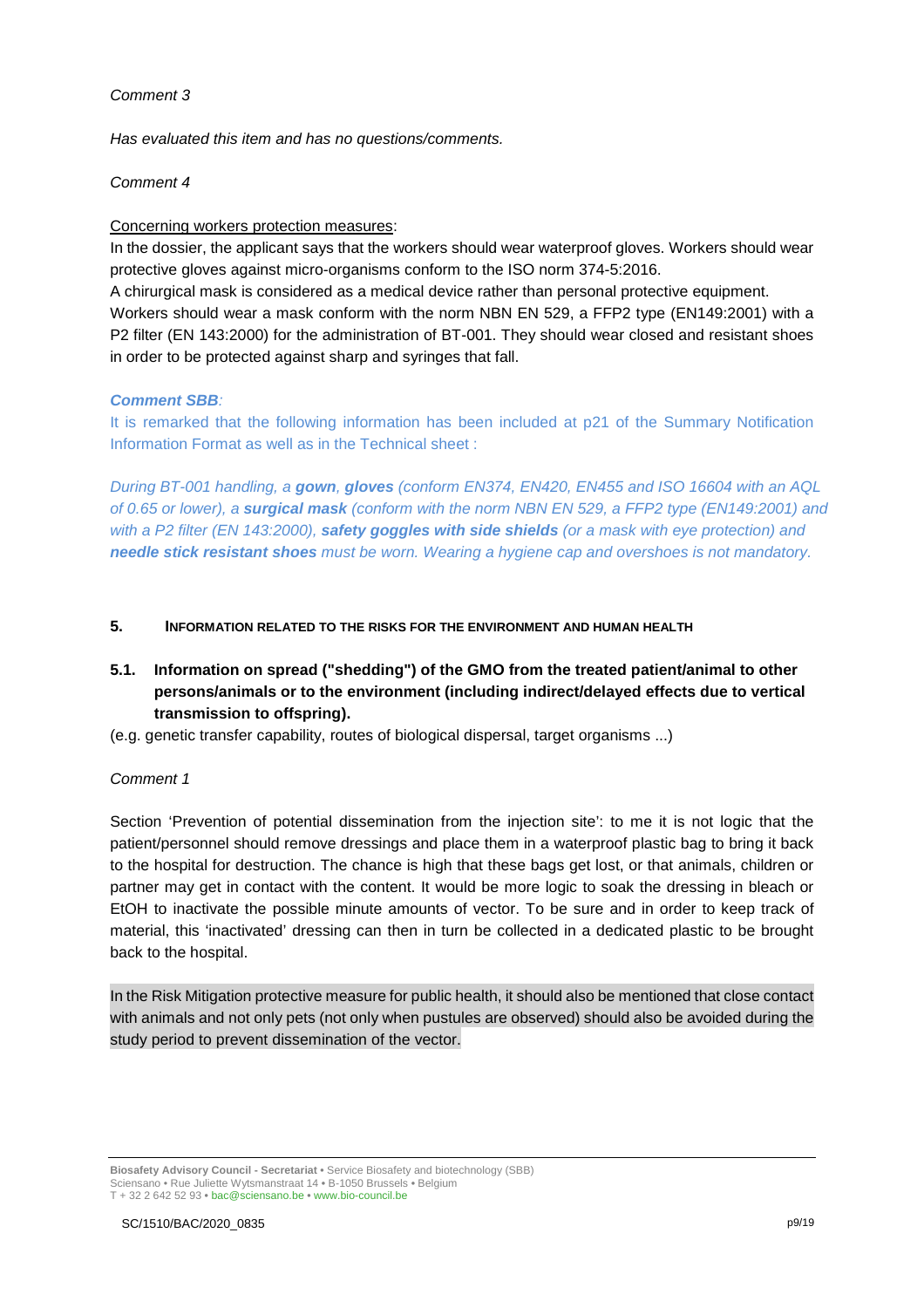*Comment 3*

*Has evaluated this item and has no questions/comments.*

*Comment 4*

Concerning workers protection measures:
In the dossier, the applicant says that the workers should wear waterproof gloves. Workers should wear protective gloves against micro-organisms conform to the ISO norm 374-5:2016.
A chirurgical mask is considered as a medical device rather than personal protective equipment. Workers should wear a mask conform with the norm NBN EN 529, a FFP2 type (EN149:2001) with a P2 filter (EN 143:2000) for the administration of BT-001. They should wear closed and resistant shoes in order to be protected against sharp and syringes that fall.

***Comment SBB**:*

It is remarked that the following information has been included at p21 of the Summary Notification Information Format as well as in the Technical sheet :

*During BT-001 handling, a **gown**, **gloves** (conform EN374, EN420, EN455 and ISO 16604 with an AQL of 0.65 or lower), a **surgical mask** (conform with the norm NBN EN 529, a FFP2 type (EN149:2001) and with a P2 filter (EN 143:2000), **safety goggles with side shields** (or a mask with eye protection) and **needle stick resistant shoes** must be worn. Wearing a hygiene cap and overshoes is not mandatory.*

## 5. INFORMATION RELATED TO THE RISKS FOR THE ENVIRONMENT AND HUMAN HEALTH

### 5.1. Information on spread ("shedding") of the GMO from the treated patient/animal to other persons/animals or to the environment (including indirect/delayed effects due to vertical transmission to offspring).

(e.g. genetic transfer capability, routes of biological dispersal, target organisms ...)

*Comment 1*

Section 'Prevention of potential dissemination from the injection site': to me it is not logic that the patient/personnel should remove dressings and place them in a waterproof plastic bag to bring it back to the hospital for destruction. The chance is high that these bags get lost, or that animals, children or partner may get in contact with the content. It would be more logic to soak the dressing in bleach or EtOH to inactivate the possible minute amounts of vector. To be sure and in order to keep track of material, this 'inactivated' dressing can then in turn be collected in a dedicated plastic to be brought back to the hospital.

In the Risk Mitigation protective measure for public health, it should also be mentioned that close contact with animals and not only pets (not only when pustules are observed) should also be avoided during the study period to prevent dissemination of the vector.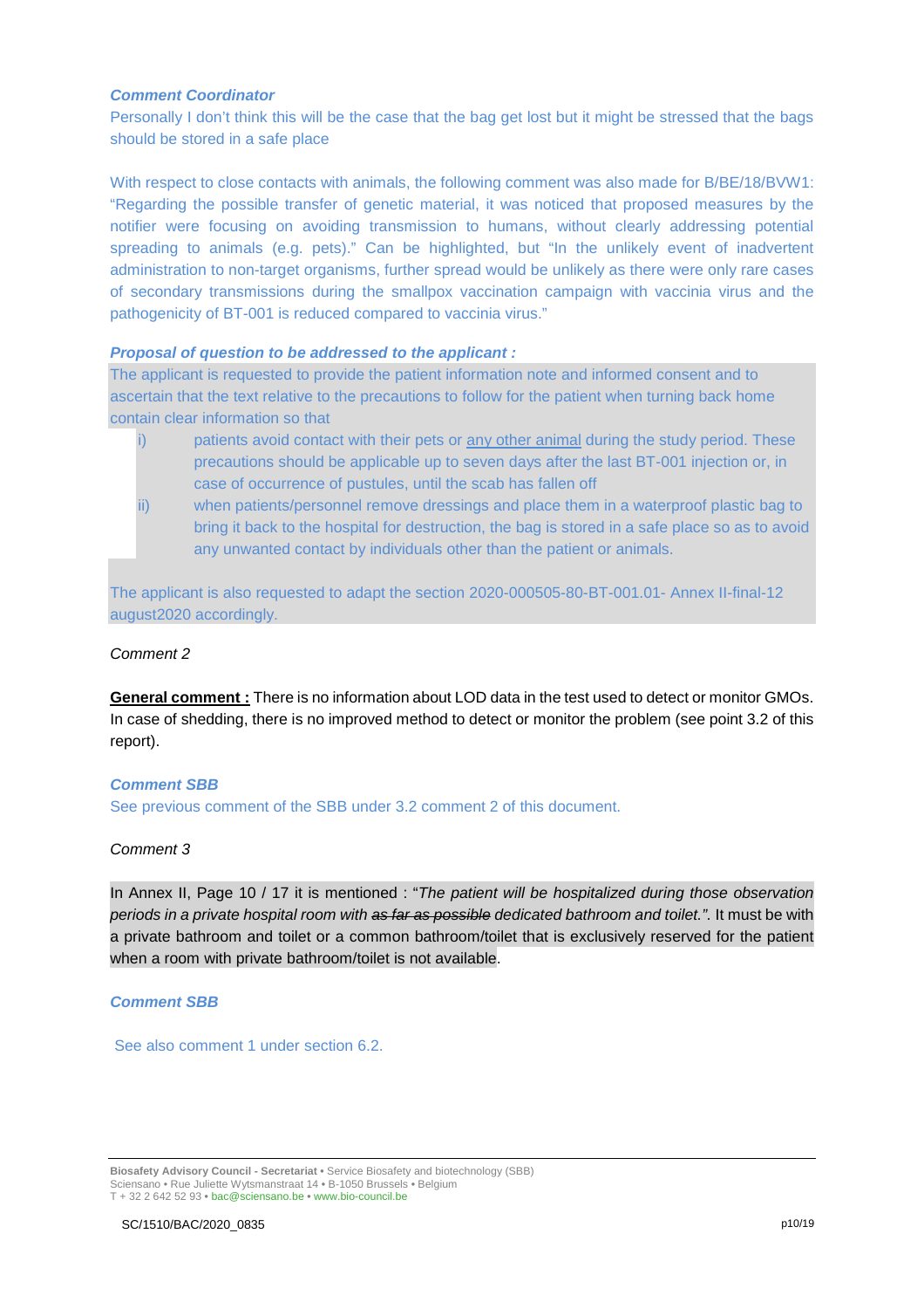***Comment Coordinator***

Personally I don't think this will be the case that the bag get lost but it might be stressed that the bags should be stored in a safe place

With respect to close contacts with animals, the following comment was also made for B/BE/18/BVW1: "Regarding the possible transfer of genetic material, it was noticed that proposed measures by the notifier were focusing on avoiding transmission to humans, without clearly addressing potential spreading to animals (e.g. pets)." Can be highlighted, but "In the unlikely event of inadvertent administration to non-target organisms, further spread would be unlikely as there were only rare cases of secondary transmissions during the smallpox vaccination campaign with vaccinia virus and the pathogenicity of BT-001 is reduced compared to vaccinia virus."

***Proposal of question to be addressed to the applicant :***

The applicant is requested to provide the patient information note and informed consent and to ascertain that the text relative to the precautions to follow for the patient when turning back home contain clear information so that

i) patients avoid contact with their pets or <u>any other animal</u> during the study period. These precautions should be applicable up to seven days after the last BT-001 injection or, in case of occurrence of pustules, until the scab has fallen off

ii) when patients/personnel remove dressings and place them in a waterproof plastic bag to bring it back to the hospital for destruction, the bag is stored in a safe place so as to avoid any unwanted contact by individuals other than the patient or animals.

The applicant is also requested to adapt the section 2020-000505-80-BT-001.01- Annex II-final-12 august2020 accordingly.

*Comment 2*

**<u>General comment :</u>** There is no information about LOD data in the test used to detect or monitor GMOs. In case of shedding, there is no improved method to detect or monitor the problem (see point 3.2 of this report).

***Comment SBB***

See previous comment of the SBB under 3.2 comment 2 of this document.

*Comment 3*

In Annex II, Page 10 / 17 it is mentioned : "*The patient will be hospitalized during those observation periods in a private hospital room with ~~as far as possible~~ dedicated bathroom and toilet.*". It must be with a private bathroom and toilet or a common bathroom/toilet that is exclusively reserved for the patient when a room with private bathroom/toilet is not available.

***Comment SBB***

See also comment 1 under section 6.2.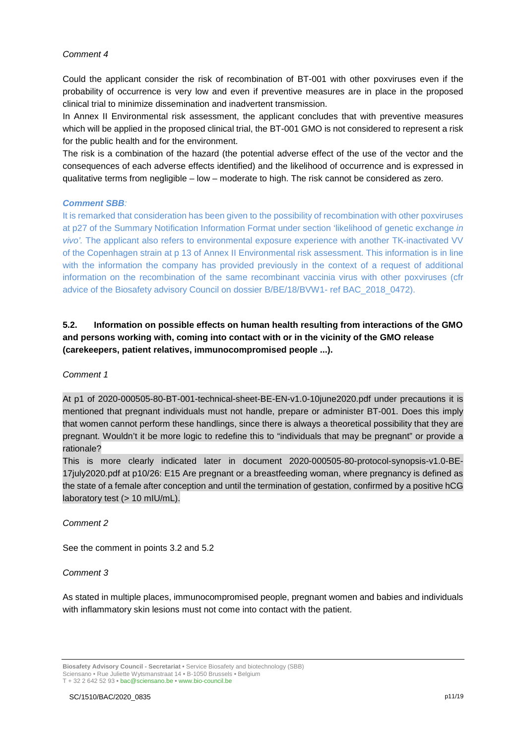*Comment 4*

Could the applicant consider the risk of recombination of BT-001 with other poxviruses even if the probability of occurrence is very low and even if preventive measures are in place in the proposed clinical trial to minimize dissemination and inadvertent transmission.

In Annex II Environmental risk assessment, the applicant concludes that with preventive measures which will be applied in the proposed clinical trial, the BT-001 GMO is not considered to represent a risk for the public health and for the environment.

The risk is a combination of the hazard (the potential adverse effect of the use of the vector and the consequences of each adverse effects identified) and the likelihood of occurrence and is expressed in qualitative terms from negligible – low – moderate to high. The risk cannot be considered as zero.

***Comment SBB**:*

It is remarked that consideration has been given to the possibility of recombination with other poxviruses at p27 of the Summary Notification Information Format under section 'likelihood of genetic exchange *in vivo*'. The applicant also refers to environmental exposure experience with another TK-inactivated VV of the Copenhagen strain at p 13 of Annex II Environmental risk assessment. This information is in line with the information the company has provided previously in the context of a request of additional information on the recombination of the same recombinant vaccinia virus with other poxviruses (cfr advice of the Biosafety advisory Council on dossier B/BE/18/BVW1- ref BAC_2018_0472).

**5.2. Information on possible effects on human health resulting from interactions of the GMO and persons working with, coming into contact with or in the vicinity of the GMO release (carekeepers, patient relatives, immunocompromised people ...).**

*Comment 1*

At p1 of 2020-000505-80-BT-001-technical-sheet-BE-EN-v1.0-10june2020.pdf under precautions it is mentioned that pregnant individuals must not handle, prepare or administer BT-001. Does this imply that women cannot perform these handlings, since there is always a theoretical possibility that they are pregnant. Wouldn't it be more logic to redefine this to "individuals that may be pregnant" or provide a rationale?

This is more clearly indicated later in document 2020-000505-80-protocol-synopsis-v1.0-BE-17july2020.pdf at p10/26: E15 Are pregnant or a breastfeeding woman, where pregnancy is defined as the state of a female after conception and until the termination of gestation, confirmed by a positive hCG laboratory test (> 10 mIU/mL).

*Comment 2*

See the comment in points 3.2 and 5.2

*Comment 3*

As stated in multiple places, immunocompromised people, pregnant women and babies and individuals with inflammatory skin lesions must not come into contact with the patient.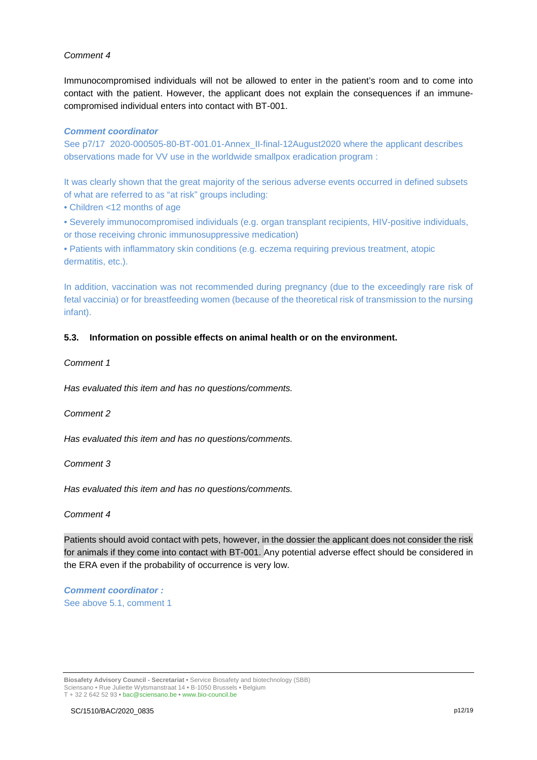*Comment 4*

Immunocompromised individuals will not be allowed to enter in the patient's room and to come into contact with the patient. However, the applicant does not explain the consequences if an immune-compromised individual enters into contact with BT-001.

***Comment coordinator***

See p7/17 2020-000505-80-BT-001.01-Annex_II-final-12August2020 where the applicant describes observations made for VV use in the worldwide smallpox eradication program :

It was clearly shown that the great majority of the serious adverse events occurred in defined subsets of what are referred to as "at risk" groups including:

- Children <12 months of age
- Severely immunocompromised individuals (e.g. organ transplant recipients, HIV-positive individuals, or those receiving chronic immunosuppressive medication)
- Patients with inflammatory skin conditions (e.g. eczema requiring previous treatment, atopic dermatitis, etc.).

In addition, vaccination was not recommended during pregnancy (due to the exceedingly rare risk of fetal vaccinia) or for breastfeeding women (because of the theoretical risk of transmission to the nursing infant).

### 5.3. Information on possible effects on animal health or on the environment.

*Comment 1*

*Has evaluated this item and has no questions/comments.*

*Comment 2*

*Has evaluated this item and has no questions/comments.*

*Comment 3*

*Has evaluated this item and has no questions/comments.*

*Comment 4*

Patients should avoid contact with pets, however, in the dossier the applicant does not consider the risk for animals if they come into contact with BT-001. Any potential adverse effect should be considered in the ERA even if the probability of occurrence is very low.

***Comment coordinator :***

See above 5.1, comment 1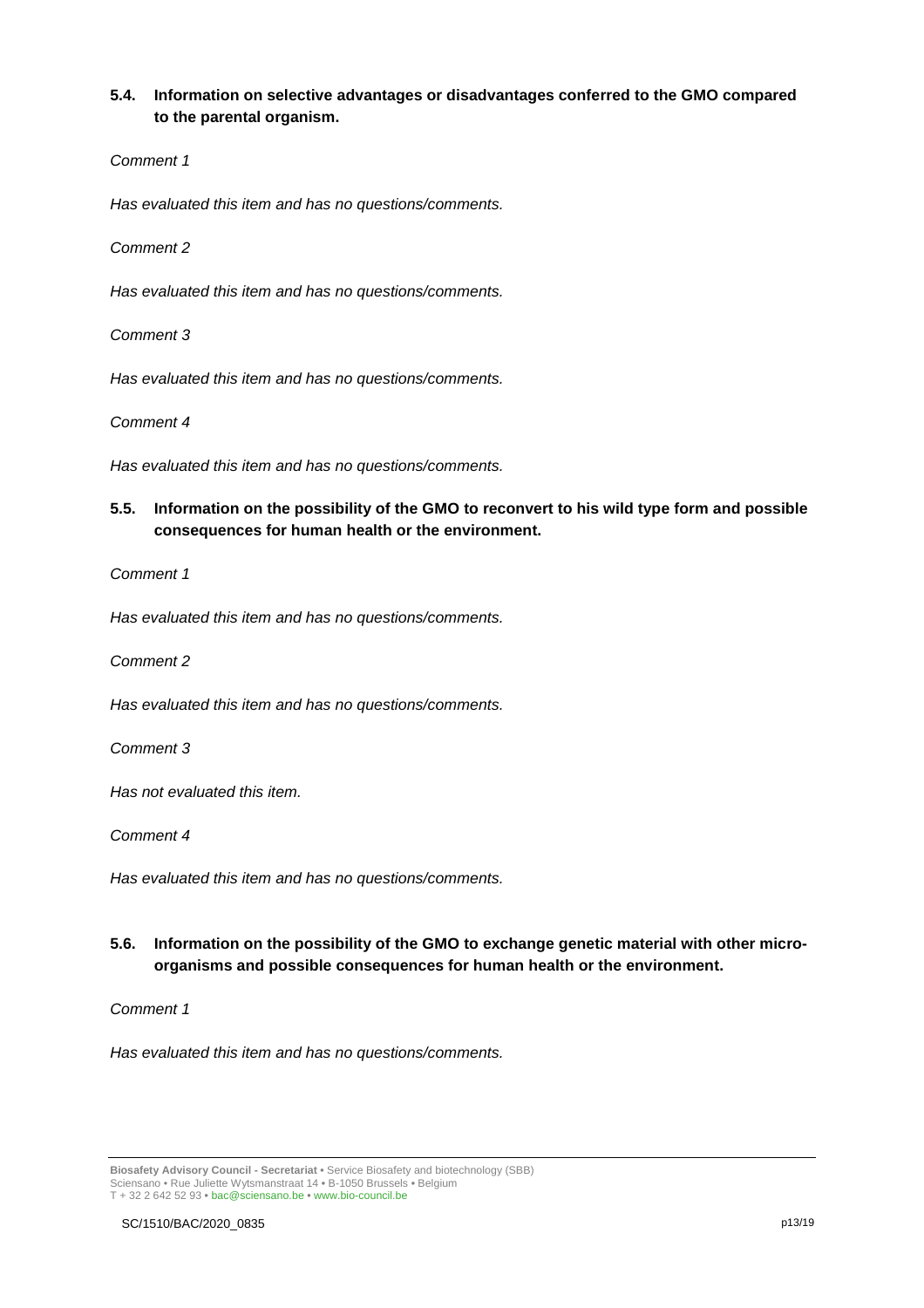### 5.4. Information on selective advantages or disadvantages conferred to the GMO compared to the parental organism.

*Comment 1*

*Has evaluated this item and has no questions/comments.*

*Comment 2*

*Has evaluated this item and has no questions/comments.*

*Comment 3*

*Has evaluated this item and has no questions/comments.*

*Comment 4*

*Has evaluated this item and has no questions/comments.*

### 5.5. Information on the possibility of the GMO to reconvert to his wild type form and possible consequences for human health or the environment.

*Comment 1*

*Has evaluated this item and has no questions/comments.*

*Comment 2*

*Has evaluated this item and has no questions/comments.*

*Comment 3*

*Has not evaluated this item.*

*Comment 4*

*Has evaluated this item and has no questions/comments.*

### 5.6. Information on the possibility of the GMO to exchange genetic material with other micro-organisms and possible consequences for human health or the environment.

*Comment 1*

*Has evaluated this item and has no questions/comments.*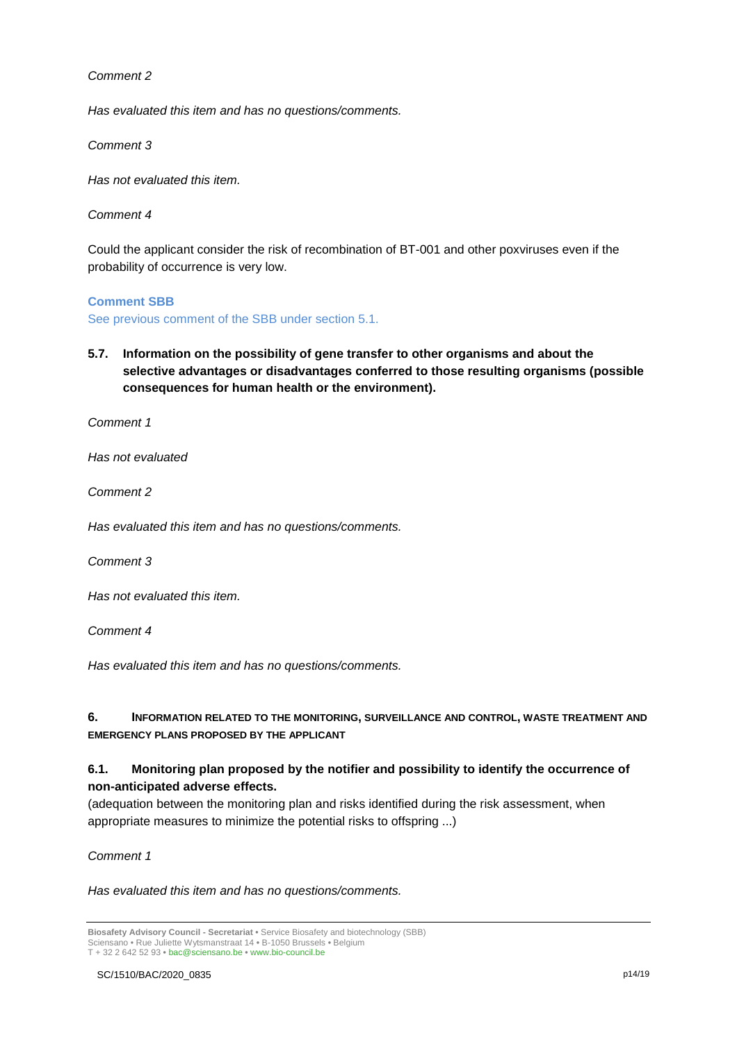*Comment 2*

*Has evaluated this item and has no questions/comments.*

*Comment 3*

*Has not evaluated this item.*

*Comment 4*

Could the applicant consider the risk of recombination of BT-001 and other poxviruses even if the probability of occurrence is very low.

**Comment SBB**

See previous comment of the SBB under section 5.1.

### 5.7. Information on the possibility of gene transfer to other organisms and about the selective advantages or disadvantages conferred to those resulting organisms (possible consequences for human health or the environment).

*Comment 1*

*Has not evaluated*

*Comment 2*

*Has evaluated this item and has no questions/comments.*

*Comment 3*

*Has not evaluated this item.*

*Comment 4*

*Has evaluated this item and has no questions/comments.*

## 6. INFORMATION RELATED TO THE MONITORING, SURVEILLANCE AND CONTROL, WASTE TREATMENT AND EMERGENCY PLANS PROPOSED BY THE APPLICANT

### 6.1. Monitoring plan proposed by the notifier and possibility to identify the occurrence of non-anticipated adverse effects.

(adequation between the monitoring plan and risks identified during the risk assessment, when appropriate measures to minimize the potential risks to offspring ...)

*Comment 1*

*Has evaluated this item and has no questions/comments.*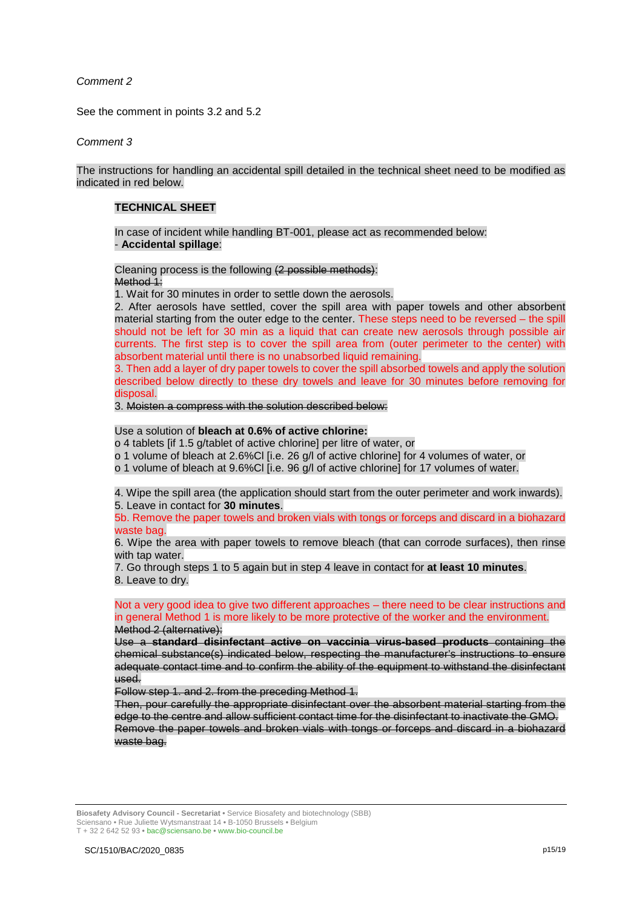*Comment 2*

See the comment in points 3.2 and 5.2

*Comment 3*

The instructions for handling an accidental spill detailed in the technical sheet need to be modified as indicated in red below.

**TECHNICAL SHEET**

In case of incident while handling BT-001, please act as recommended below:
- **Accidental spillage**:

Cleaning process is the following ~~(2 possible methods)~~:
~~Method 1:~~

1. Wait for 30 minutes in order to settle down the aerosols.
2. After aerosols have settled, cover the spill area with paper towels and other absorbent material starting from the outer edge to the center. These steps need to be reversed – the spill should not be left for 30 min as a liquid that can create new aerosols through possible air currents. The first step is to cover the spill area from (outer perimeter to the center) with absorbent material until there is no unabsorbed liquid remaining.
3. Then add a layer of dry paper towels to cover the spill absorbed towels and apply the solution described below directly to these dry towels and leave for 30 minutes before removing for disposal.
3. ~~Moisten a compress with the solution described below:~~

Use a solution of **bleach at 0.6% of active chlorine:**
o 4 tablets [if 1.5 g/tablet of active chlorine] per litre of water, or
o 1 volume of bleach at 2.6%Cl [i.e. 26 g/l of active chlorine] for 4 volumes of water, or
o 1 volume of bleach at 9.6%Cl [i.e. 96 g/l of active chlorine] for 17 volumes of water.

4. Wipe the spill area (the application should start from the outer perimeter and work inwards).
5. Leave in contact for **30 minutes**.
5b. Remove the paper towels and broken vials with tongs or forceps and discard in a biohazard waste bag.
6. Wipe the area with paper towels to remove bleach (that can corrode surfaces), then rinse with tap water.
7. Go through steps 1 to 5 again but in step 4 leave in contact for **at least 10 minutes**.
8. Leave to dry.

Not a very good idea to give two different approaches – there need to be clear instructions and in general Method 1 is more likely to be more protective of the worker and the environment.
~~Method 2 (alternative):~~
~~Use a **standard disinfectant active on vaccinia virus-based products** containing the chemical substance(s) indicated below, respecting the manufacturer's instructions to ensure adequate contact time and to confirm the ability of the equipment to withstand the disinfectant used.~~
~~Follow step 1. and 2. from the preceding Method 1.~~
~~Then, pour carefully the appropriate disinfectant over the absorbent material starting from the edge to the centre and allow sufficient contact time for the disinfectant to inactivate the GMO.~~
~~Remove the paper towels and broken vials with tongs or forceps and discard in a biohazard waste bag.~~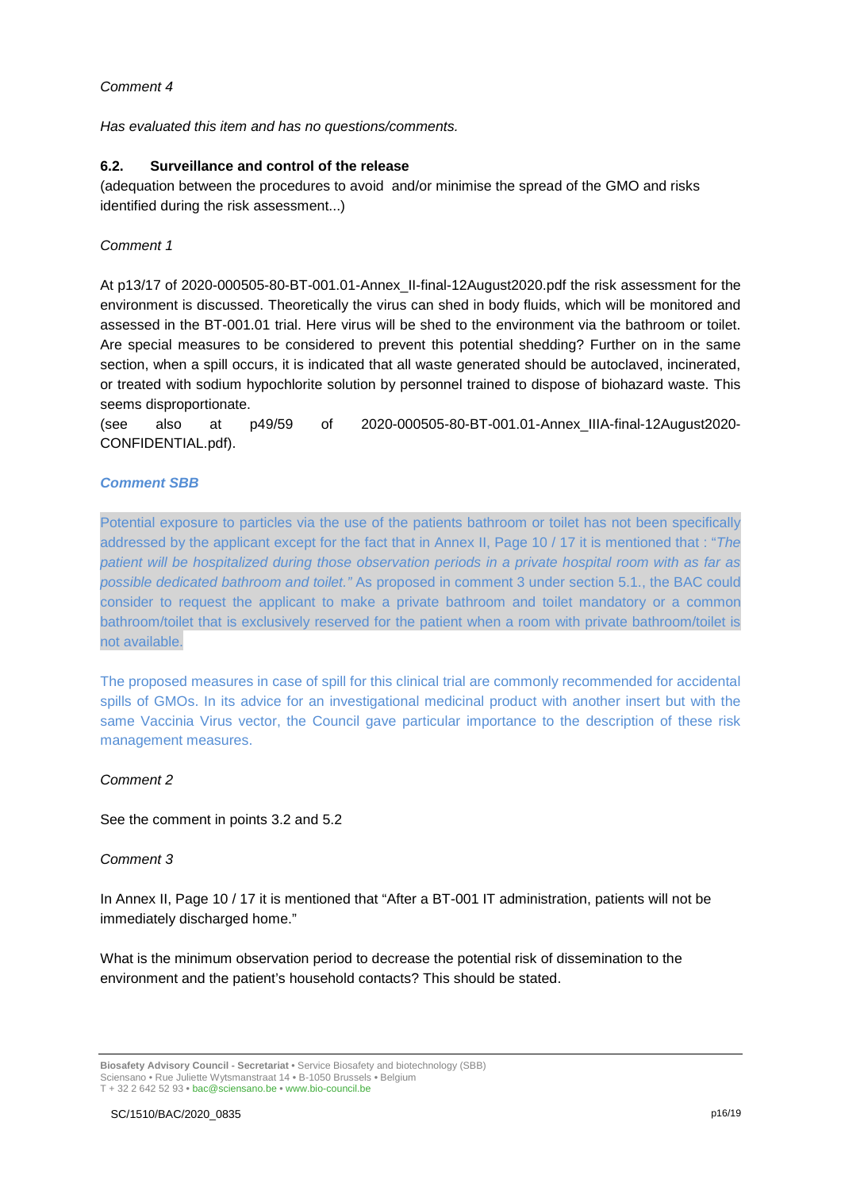*Comment 4*

*Has evaluated this item and has no questions/comments.*

### 6.2. Surveillance and control of the release

(adequation between the procedures to avoid and/or minimise the spread of the GMO and risks identified during the risk assessment...)

*Comment 1*

At p13/17 of 2020-000505-80-BT-001.01-Annex_II-final-12August2020.pdf the risk assessment for the environment is discussed. Theoretically the virus can shed in body fluids, which will be monitored and assessed in the BT-001.01 trial. Here virus will be shed to the environment via the bathroom or toilet. Are special measures to be considered to prevent this potential shedding? Further on in the same section, when a spill occurs, it is indicated that all waste generated should be autoclaved, incinerated, or treated with sodium hypochlorite solution by personnel trained to dispose of biohazard waste. This seems disproportionate.

(see also at p49/59 of 2020-000505-80-BT-001.01-Annex_IIIA-final-12August2020-CONFIDENTIAL.pdf).

***Comment SBB***

Potential exposure to particles via the use of the patients bathroom or toilet has not been specifically addressed by the applicant except for the fact that in Annex II, Page 10 / 17 it is mentioned that : "*The patient will be hospitalized during those observation periods in a private hospital room with as far as possible dedicated bathroom and toilet.*" As proposed in comment 3 under section 5.1., the BAC could consider to request the applicant to make a private bathroom and toilet mandatory or a common bathroom/toilet that is exclusively reserved for the patient when a room with private bathroom/toilet is not available.

The proposed measures in case of spill for this clinical trial are commonly recommended for accidental spills of GMOs. In its advice for an investigational medicinal product with another insert but with the same Vaccinia Virus vector, the Council gave particular importance to the description of these risk management measures.

*Comment 2*

See the comment in points 3.2 and 5.2

*Comment 3*

In Annex II, Page 10 / 17 it is mentioned that "After a BT-001 IT administration, patients will not be immediately discharged home."

What is the minimum observation period to decrease the potential risk of dissemination to the environment and the patient's household contacts? This should be stated.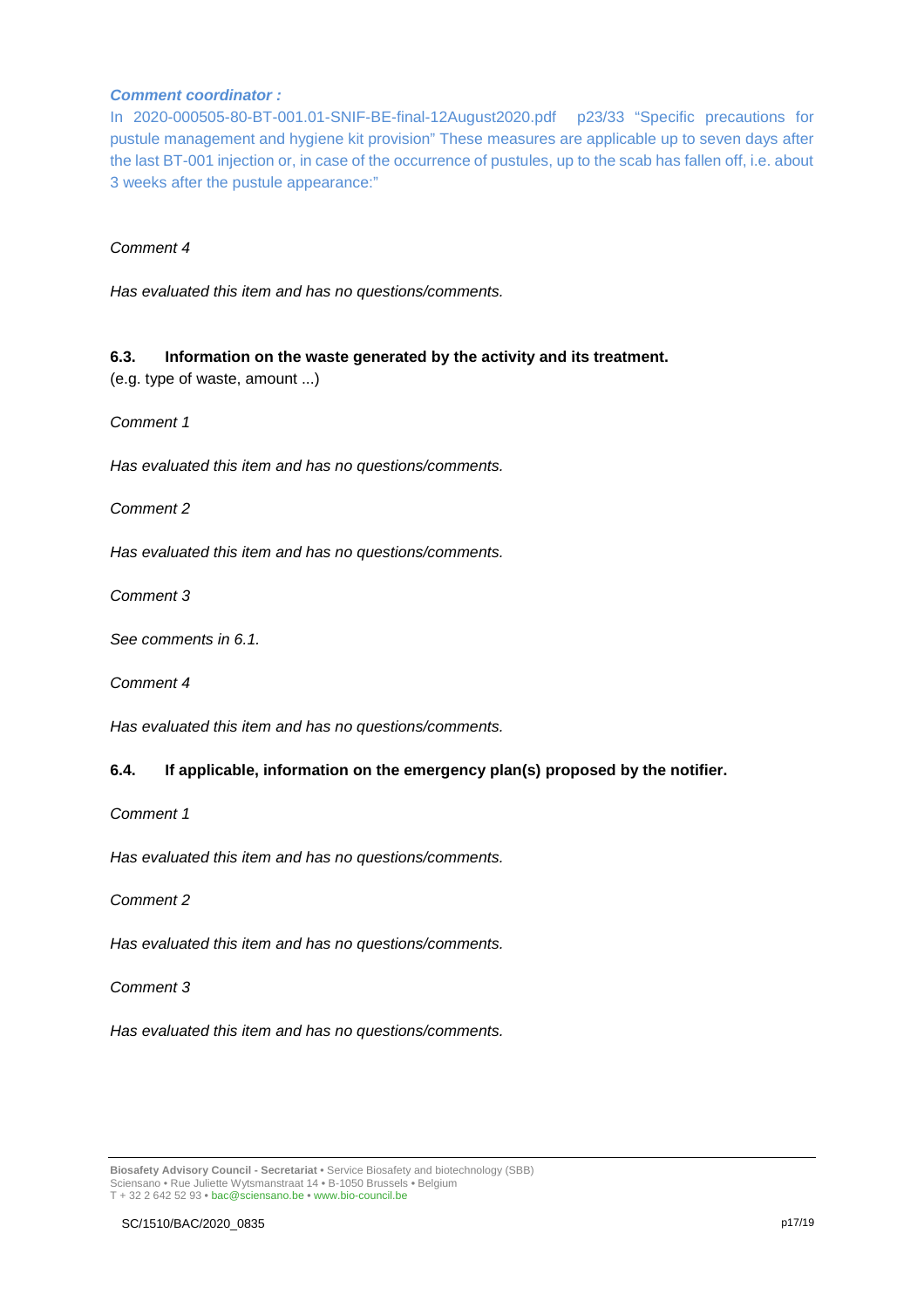***Comment coordinator :***

In 2020-000505-80-BT-001.01-SNIF-BE-final-12August2020.pdf p23/33 "Specific precautions for pustule management and hygiene kit provision" These measures are applicable up to seven days after the last BT-001 injection or, in case of the occurrence of pustules, up to the scab has fallen off, i.e. about 3 weeks after the pustule appearance:"

*Comment 4*

*Has evaluated this item and has no questions/comments.*

### 6.3. Information on the waste generated by the activity and its treatment.

(e.g. type of waste, amount ...)

*Comment 1*

*Has evaluated this item and has no questions/comments.*

*Comment 2*

*Has evaluated this item and has no questions/comments.*

*Comment 3*

*See comments in 6.1.*

*Comment 4*

*Has evaluated this item and has no questions/comments.*

### 6.4. If applicable, information on the emergency plan(s) proposed by the notifier.

*Comment 1*

*Has evaluated this item and has no questions/comments.*

*Comment 2*

*Has evaluated this item and has no questions/comments.*

*Comment 3*

*Has evaluated this item and has no questions/comments.*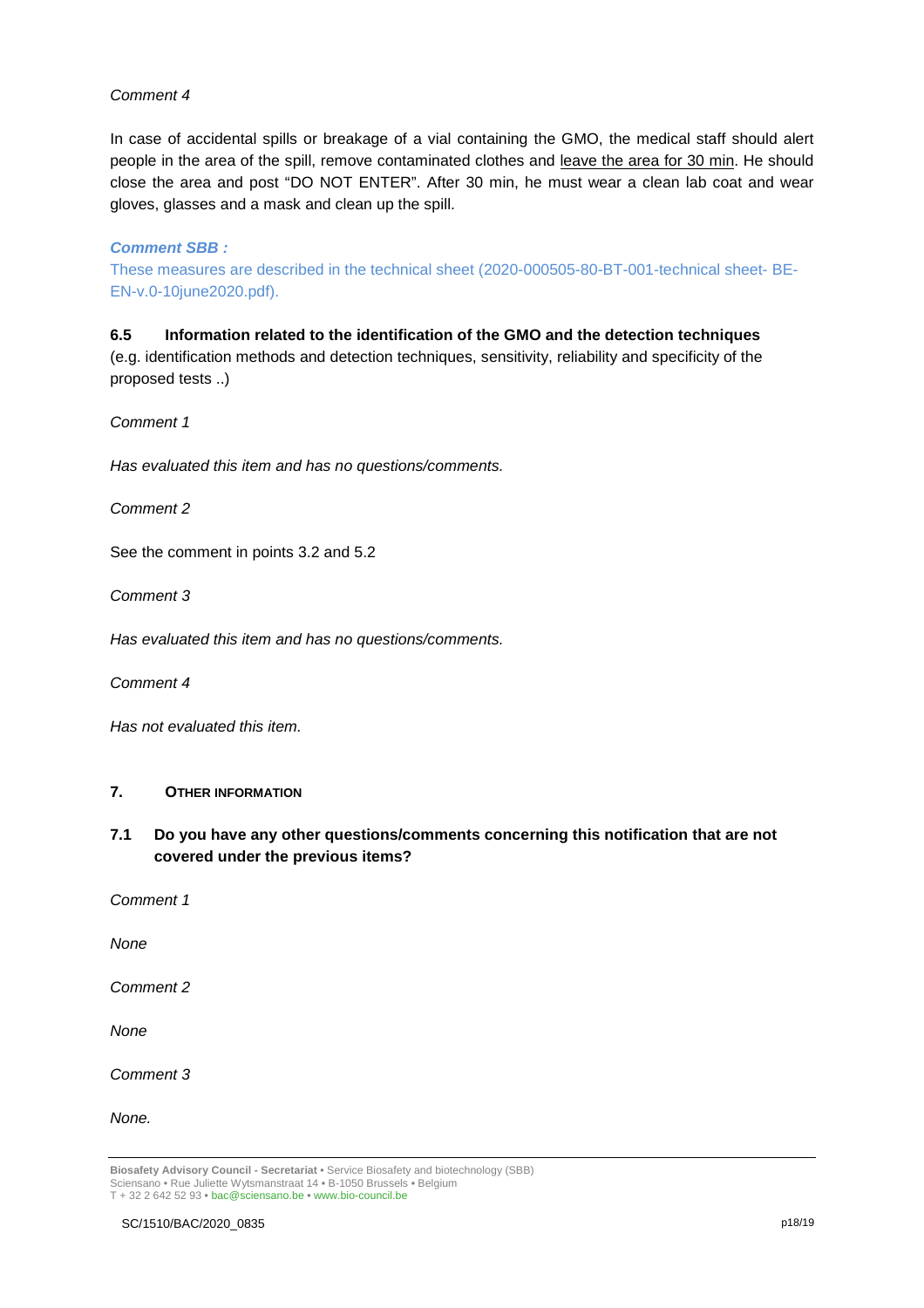*Comment 4*

In case of accidental spills or breakage of a vial containing the GMO, the medical staff should alert people in the area of the spill, remove contaminated clothes and <u>leave the area for 30 min</u>. He should close the area and post "DO NOT ENTER". After 30 min, he must wear a clean lab coat and wear gloves, glasses and a mask and clean up the spill.

***Comment SBB :***

These measures are described in the technical sheet (2020-000505-80-BT-001-technical sheet- BE-EN-v.0-10june2020.pdf).

**6.5 Information related to the identification of the GMO and the detection techniques**

(e.g. identification methods and detection techniques, sensitivity, reliability and specificity of the proposed tests ..)

*Comment 1*

*Has evaluated this item and has no questions/comments.*

*Comment 2*

See the comment in points 3.2 and 5.2

*Comment 3*

*Has evaluated this item and has no questions/comments.*

*Comment 4*

*Has not evaluated this item.*

## 7. OTHER INFORMATION

**7.1 Do you have any other questions/comments concerning this notification that are not covered under the previous items?**

*Comment 1*

*None*

*Comment 2*

*None*

*Comment 3*

*None.*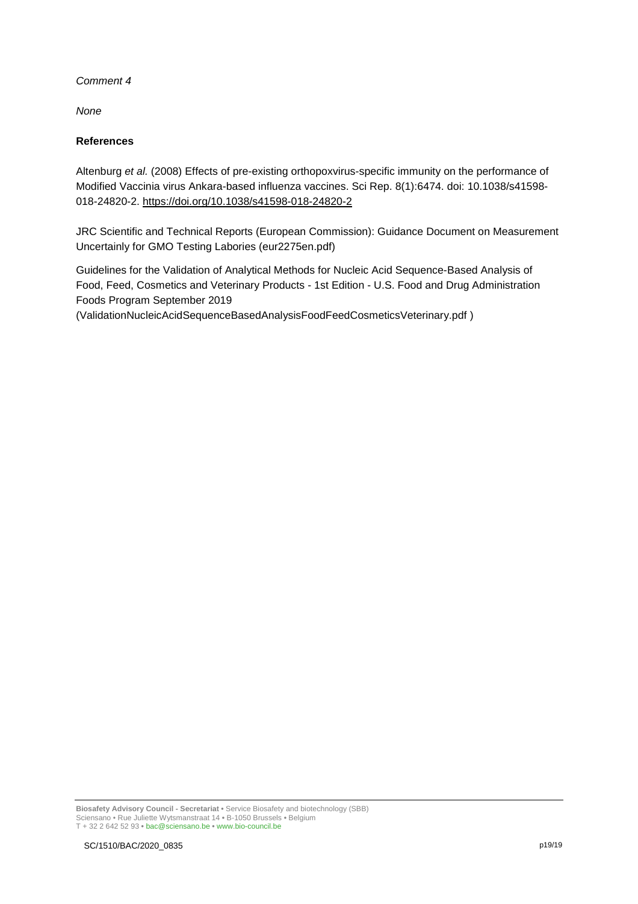*Comment 4*

*None*

**References**

Altenburg *et al.* (2008) Effects of pre-existing orthopoxvirus-specific immunity on the performance of Modified Vaccinia virus Ankara-based influenza vaccines. Sci Rep. 8(1):6474. doi: 10.1038/s41598-018-24820-2. https://doi.org/10.1038/s41598-018-24820-2

JRC Scientific and Technical Reports (European Commission): Guidance Document on Measurement Uncertainly for GMO Testing Labories (eur2275en.pdf)

Guidelines for the Validation of Analytical Methods for Nucleic Acid Sequence-Based Analysis of Food, Feed, Cosmetics and Veterinary Products - 1st Edition - U.S. Food and Drug Administration Foods Program September 2019 (ValidationNucleicAcidSequenceBasedAnalysisFoodFeedCosmeticsVeterinary.pdf )